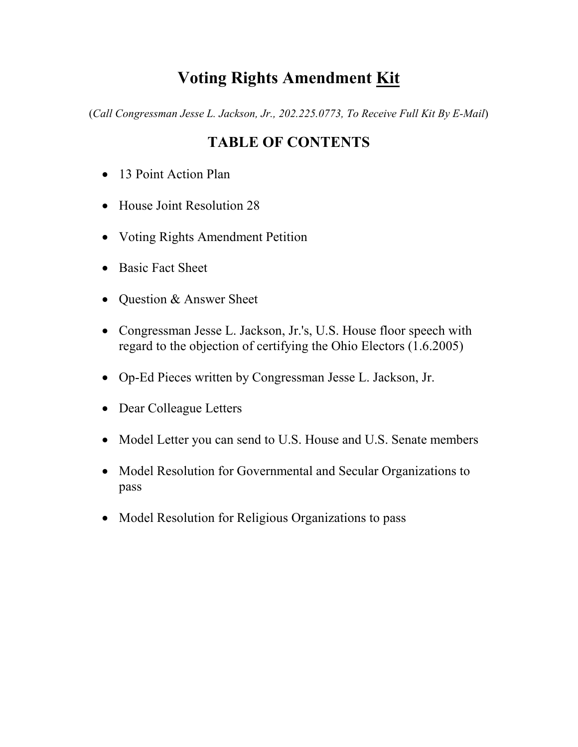# Voting Rights Amendment <u>Kit</u>

(*Call Congressman Jesse L. Jackson, Jr., 202.225.0773, To Receive Full Kit By E-Mail*)

## TABLE OF CONTENTS

- 13 Point Action Plan
- House Joint Resolution 28
- Voting Rights Amendment Petition
- Basic Fact Sheet
- Question & Answer Sheet
- Congressman Jesse L. Jackson, Jr.'s, U.S. House floor speech with regard to the objection of certifying the Ohio Electors (1.6.2005)
- Op-Ed Pieces written by Congressman Jesse L. Jackson, Jr.
- Dear Colleague Letters
- Model Letter you can send to U.S. House and U.S. Senate members
- Model Resolution for Governmental and Secular Organizations to pass
- Model Resolution for Religious Organizations to pass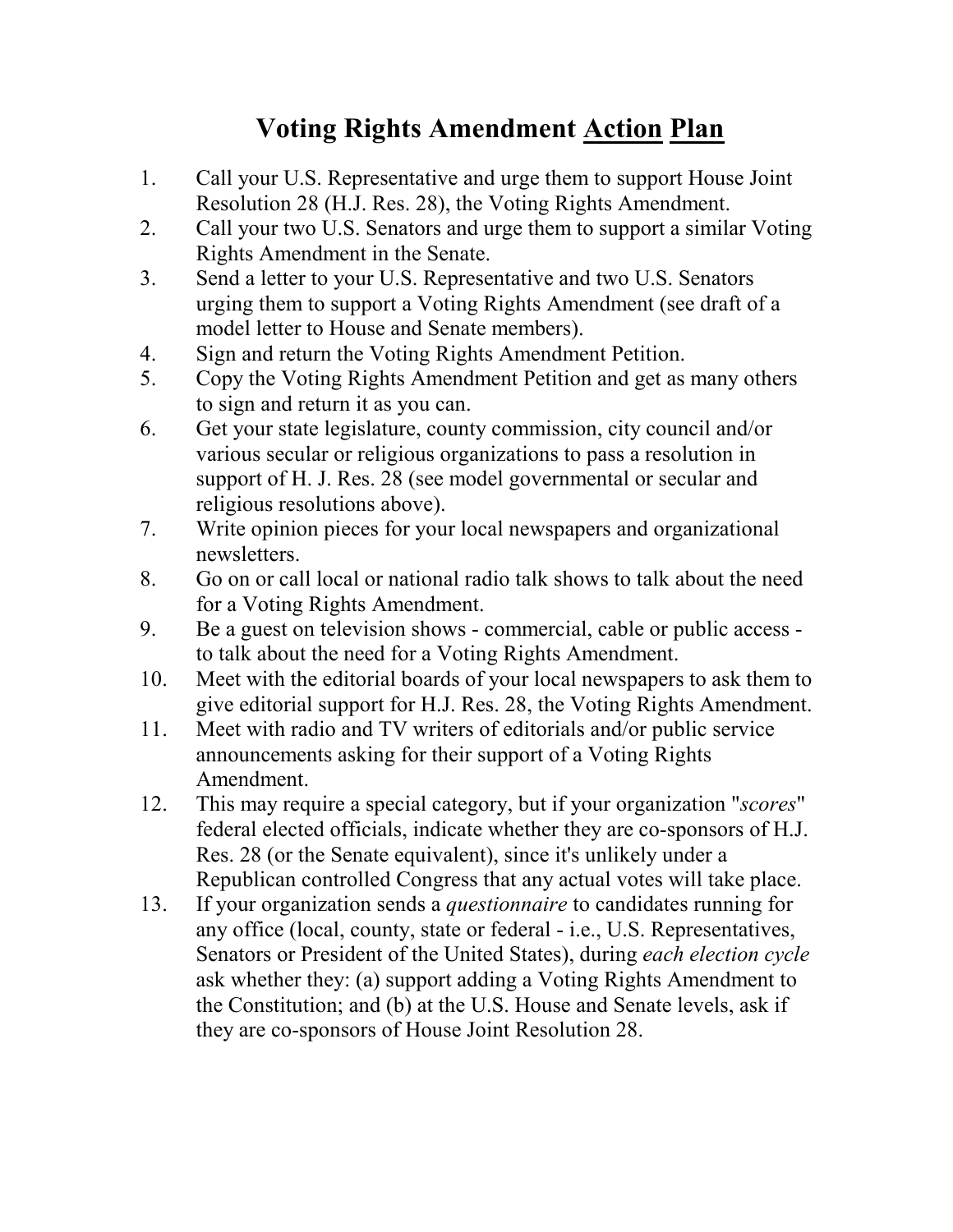# Voting Rights Amendment Action Plan

1. Call your U.S. Representative and urge them to support House Joint Resolution 28 (H.J. Res. 28), the Voting Rights Amendment.
2. Call your two U.S. Senators and urge them to support a similar Voting Rights Amendment in the Senate.
3. Send a letter to your U.S. Representative and two U.S. Senators urging them to support a Voting Rights Amendment (see draft of a model letter to House and Senate members).
4. Sign and return the Voting Rights Amendment Petition.
5. Copy the Voting Rights Amendment Petition and get as many others to sign and return it as you can.
6. Get your state legislature, county commission, city council and/or various secular or religious organizations to pass a resolution in support of H. J. Res. 28 (see model governmental or secular and religious resolutions above).
7. Write opinion pieces for your local newspapers and organizational newsletters.
8. Go on or call local or national radio talk shows to talk about the need for a Voting Rights Amendment.
9. Be a guest on television shows - commercial, cable or public access - to talk about the need for a Voting Rights Amendment.
10. Meet with the editorial boards of your local newspapers to ask them to give editorial support for H.J. Res. 28, the Voting Rights Amendment.
11. Meet with radio and TV writers of editorials and/or public service announcements asking for their support of a Voting Rights Amendment.
12. This may require a special category, but if your organization "*scores*" federal elected officials, indicate whether they are co-sponsors of H.J. Res. 28 (or the Senate equivalent), since it's unlikely under a Republican controlled Congress that any actual votes will take place.
13. If your organization sends a *questionnaire* to candidates running for any office (local, county, state or federal - i.e., U.S. Representatives, Senators or President of the United States), during *each election cycle* ask whether they: (a) support adding a Voting Rights Amendment to the Constitution; and (b) at the U.S. House and Senate levels, ask if they are co-sponsors of House Joint Resolution 28.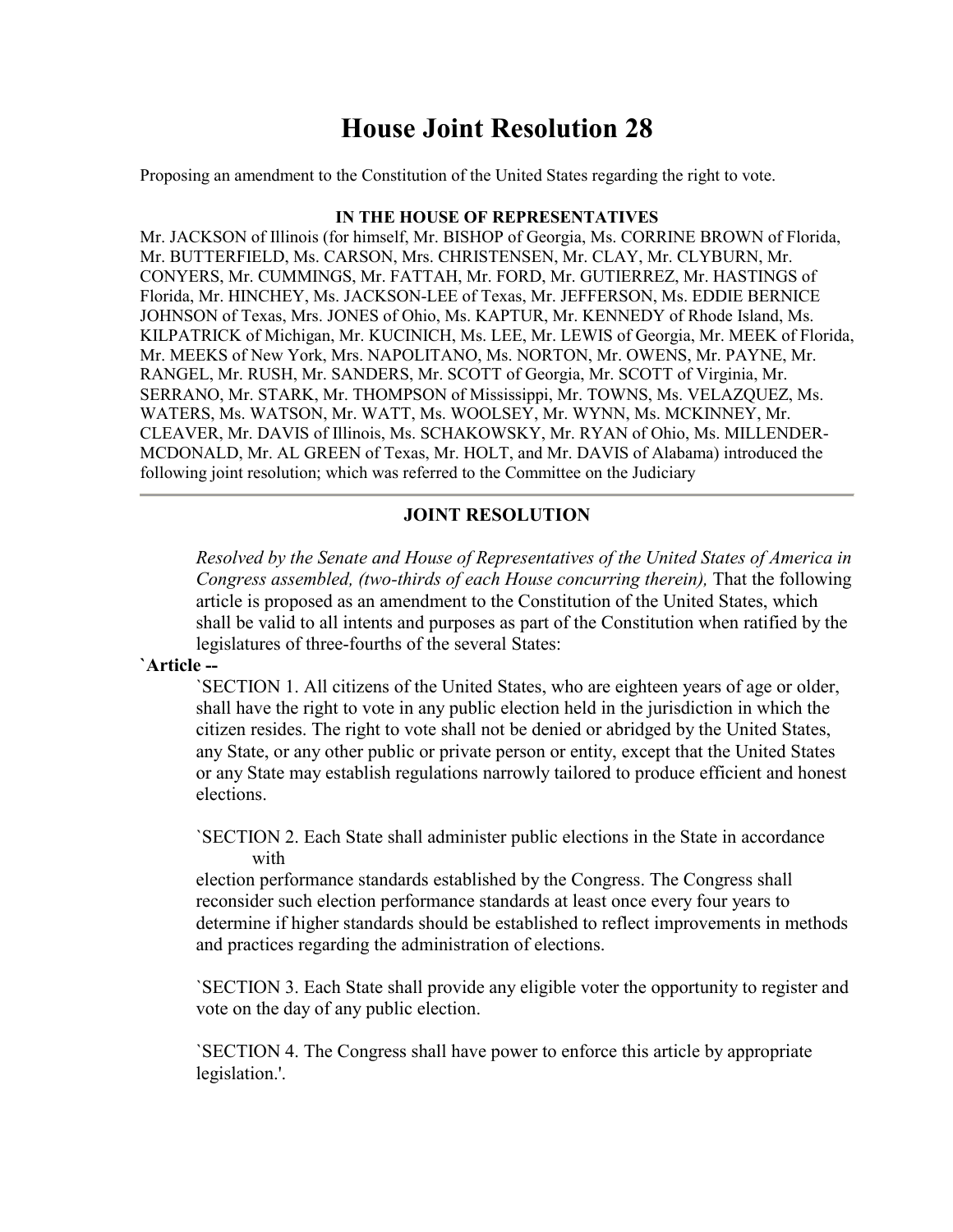# House Joint Resolution 28

Proposing an amendment to the Constitution of the United States regarding the right to vote.

**IN THE HOUSE OF REPRESENTATIVES**

Mr. JACKSON of Illinois (for himself, Mr. BISHOP of Georgia, Ms. CORRINE BROWN of Florida, Mr. BUTTERFIELD, Ms. CARSON, Mrs. CHRISTENSEN, Mr. CLAY, Mr. CLYBURN, Mr. CONYERS, Mr. CUMMINGS, Mr. FATTAH, Mr. FORD, Mr. GUTIERREZ, Mr. HASTINGS of Florida, Mr. HINCHEY, Ms. JACKSON-LEE of Texas, Mr. JEFFERSON, Ms. EDDIE BERNICE JOHNSON of Texas, Mrs. JONES of Ohio, Ms. KAPTUR, Mr. KENNEDY of Rhode Island, Ms. KILPATRICK of Michigan, Mr. KUCINICH, Ms. LEE, Mr. LEWIS of Georgia, Mr. MEEK of Florida, Mr. MEEKS of New York, Mrs. NAPOLITANO, Ms. NORTON, Mr. OWENS, Mr. PAYNE, Mr. RANGEL, Mr. RUSH, Mr. SANDERS, Mr. SCOTT of Georgia, Mr. SCOTT of Virginia, Mr. SERRANO, Mr. STARK, Mr. THOMPSON of Mississippi, Mr. TOWNS, Ms. VELAZQUEZ, Ms. WATERS, Ms. WATSON, Mr. WATT, Ms. WOOLSEY, Mr. WYNN, Ms. MCKINNEY, Mr. CLEAVER, Mr. DAVIS of Illinois, Ms. SCHAKOWSKY, Mr. RYAN of Ohio, Ms. MILLENDER-MCDONALD, Mr. AL GREEN of Texas, Mr. HOLT, and Mr. DAVIS of Alabama) introduced the following joint resolution; which was referred to the Committee on the Judiciary

---

**JOINT RESOLUTION**

*Resolved by the Senate and House of Representatives of the United States of America in Congress assembled, (two-thirds of each House concurring therein),* That the following article is proposed as an amendment to the Constitution of the United States, which shall be valid to all intents and purposes as part of the Constitution when ratified by the legislatures of three-fourths of the several States:

**`Article --**

`SECTION 1. All citizens of the United States, who are eighteen years of age or older, shall have the right to vote in any public election held in the jurisdiction in which the citizen resides. The right to vote shall not be denied or abridged by the United States, any State, or any other public or private person or entity, except that the United States or any State may establish regulations narrowly tailored to produce efficient and honest elections.

`SECTION 2. Each State shall administer public elections in the State in accordance with election performance standards established by the Congress. The Congress shall reconsider such election performance standards at least once every four years to determine if higher standards should be established to reflect improvements in methods and practices regarding the administration of elections.

`SECTION 3. Each State shall provide any eligible voter the opportunity to register and vote on the day of any public election.

`SECTION 4. The Congress shall have power to enforce this article by appropriate legislation.'.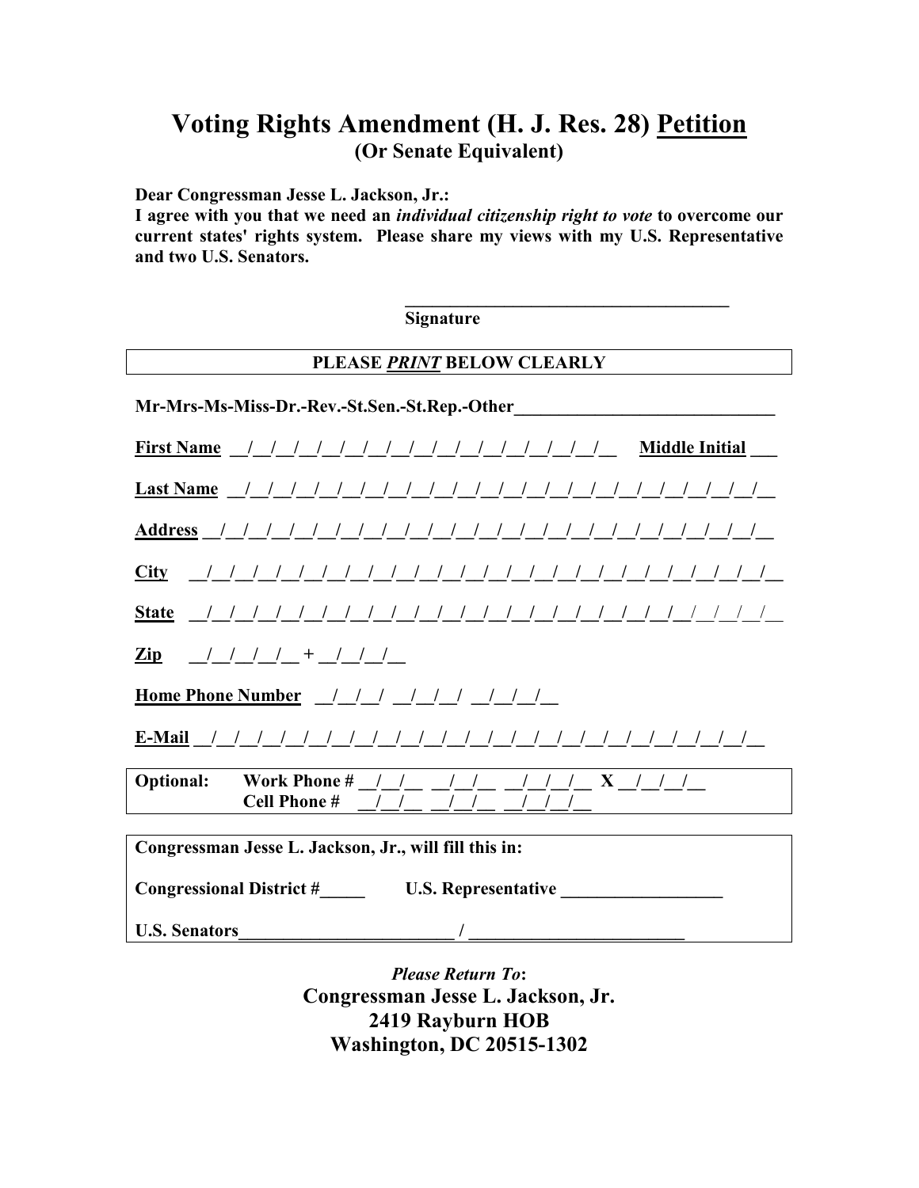# Voting Rights Amendment (H. J. Res. 28) Petition

## (Or Senate Equivalent)

**Dear Congressman Jesse L. Jackson, Jr.:**

**I agree with you that we need an *individual citizenship right to vote* to overcome our current states' rights system. Please share my views with my U.S. Representative and two U.S. Senators.**

_____________________________________

**Signature**

**PLEASE *PRINT* BELOW CLEARLY**

**Mr-Mrs-Ms-Miss-Dr.-Rev.-St.Sen.-St.Rep.-Other**_____________________________

**First Name** __/__/__/__/__/__/__/__/__/__/__/__/__/__/__/__/__/__ **Middle Initial** ___

**Last Name** __/__/__/__/__/__/__/__/__/__/__/__/__/__/__/__/__/__/__/__/__/__/__/__

**Address** __/__/__/__/__/__/__/__/__/__/__/__/__/__/__/__/__/__/__/__/__/__/__/__/__

**City** __/__/__/__/__/__/__/__/__/__/__/__/__/__/__/__/__/__/__/__/__/__/__/__/__/__

**State** __/__/__/__/__/__/__/__/__/__/__/__/__/__/__/__/__/__/__/__/__/__/__/__/__/__

**Zip** __/__/__/__/__ + __/__/__/__

**Home Phone Number** __/__/__/ __/__/__/ __/__/__/__

**E-Mail** __/__/__/__/__/__/__/__/__/__/__/__/__/__/__/__/__/__/__/__/__/__/__/__/__/__

**Optional:** **Work Phone #** __/__/__ __/__/__ __/__/__/__ **X** __/__/__/__
**Cell Phone #** __/__/__ __/__/__ __/__/__/__

**Congressman Jesse L. Jackson, Jr., will fill this in:**

**Congressional District #**_____ **U.S. Representative** __________________

**U.S. Senators**________________________ / ________________________

***Please Return To*:**

**Congressman Jesse L. Jackson, Jr.**
**2419 Rayburn HOB**
**Washington, DC 20515-1302**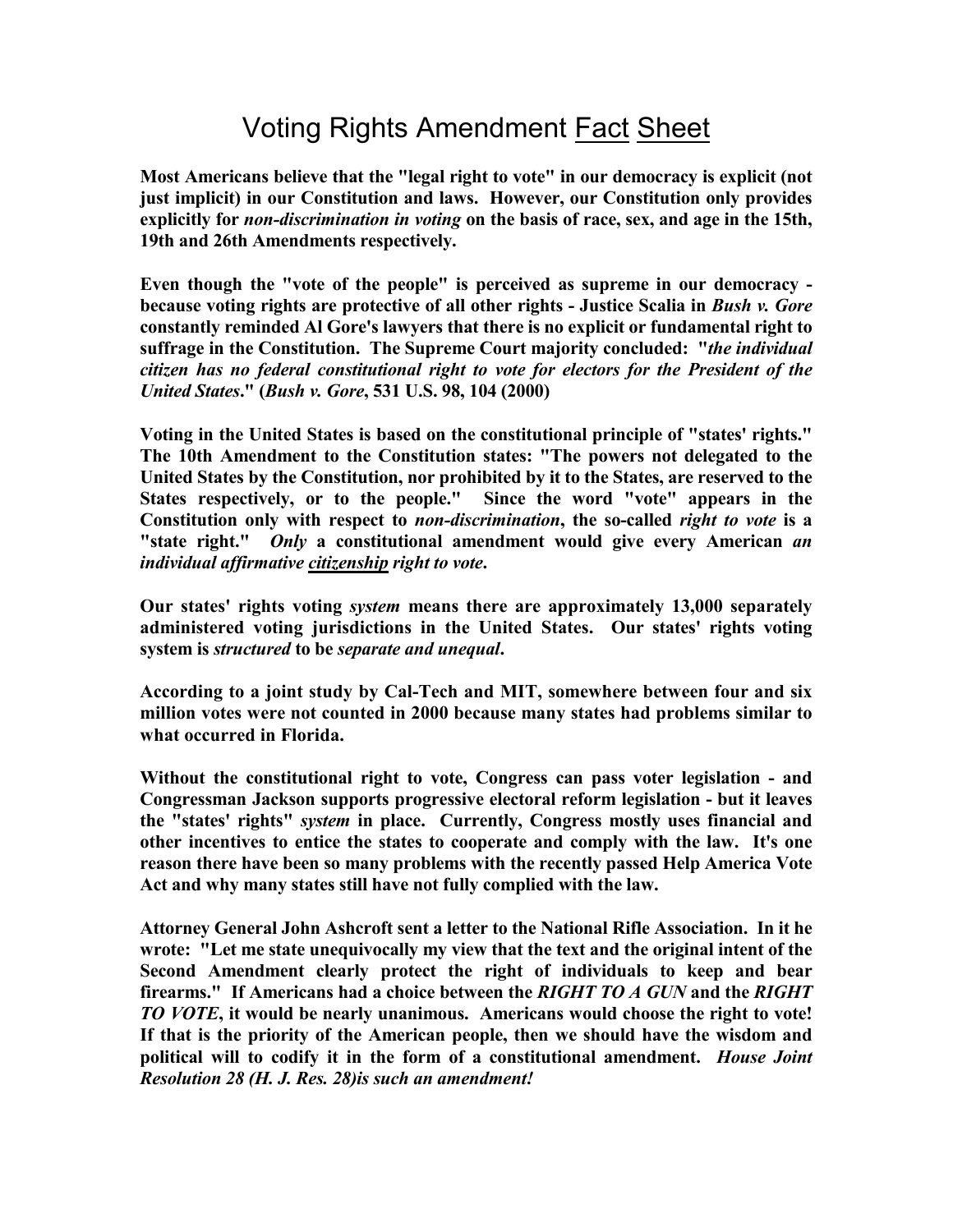# Voting Rights Amendment Fact Sheet

**Most Americans believe that the "legal right to vote" in our democracy is explicit (not just implicit) in our Constitution and laws. However, our Constitution only provides explicitly for *non-discrimination in voting* on the basis of race, sex, and age in the 15th, 19th and 26th Amendments respectively.**

**Even though the "vote of the people" is perceived as supreme in our democracy - because voting rights are protective of all other rights - Justice Scalia in *Bush v. Gore* constantly reminded Al Gore's lawyers that there is no explicit or fundamental right to suffrage in the Constitution. The Supreme Court majority concluded: "*the individual citizen has no federal constitutional right to vote for electors for the President of the United States*." (*Bush v. Gore*, 531 U.S. 98, 104 (2000)**

**Voting in the United States is based on the constitutional principle of "states' rights." The 10th Amendment to the Constitution states: "The powers not delegated to the United States by the Constitution, nor prohibited by it to the States, are reserved to the States respectively, or to the people." Since the word "vote" appears in the Constitution only with respect to *non-discrimination*, the so-called *right to vote* is a "state right." *Only* a constitutional amendment would give every American *an individual affirmative citizenship right to vote*.**

**Our states' rights voting *system* means there are approximately 13,000 separately administered voting jurisdictions in the United States. Our states' rights voting system is *structured* to be *separate and unequal*.**

**According to a joint study by Cal-Tech and MIT, somewhere between four and six million votes were not counted in 2000 because many states had problems similar to what occurred in Florida.**

**Without the constitutional right to vote, Congress can pass voter legislation - and Congressman Jackson supports progressive electoral reform legislation - but it leaves the "states' rights" *system* in place. Currently, Congress mostly uses financial and other incentives to entice the states to cooperate and comply with the law. It's one reason there have been so many problems with the recently passed Help America Vote Act and why many states still have not fully complied with the law.**

**Attorney General John Ashcroft sent a letter to the National Rifle Association. In it he wrote: "Let me state unequivocally my view that the text and the original intent of the Second Amendment clearly protect the right of individuals to keep and bear firearms." If Americans had a choice between the *RIGHT TO A GUN* and the *RIGHT TO VOTE*, it would be nearly unanimous. Americans would choose the right to vote! If that is the priority of the American people, then we should have the wisdom and political will to codify it in the form of a constitutional amendment. *House Joint Resolution 28 (H. J. Res. 28)is such an amendment!***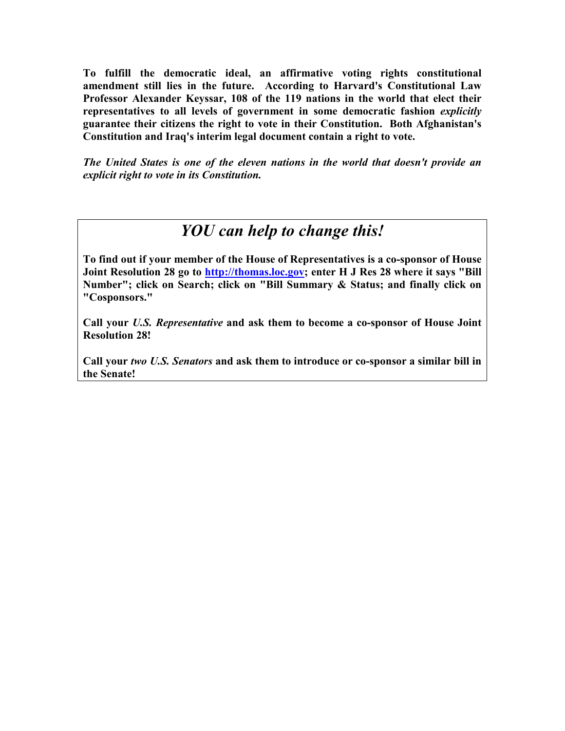**To fulfill the democratic ideal, an affirmative voting rights constitutional amendment still lies in the future. According to Harvard's Constitutional Law Professor Alexander Keyssar, 108 of the 119 nations in the world that elect their representatives to all levels of government in some democratic fashion *explicitly* guarantee their citizens the right to vote in their Constitution. Both Afghanistan's Constitution and Iraq's interim legal document contain a right to vote.**

***The United States is one of the eleven nations in the world that doesn't provide an explicit right to vote in its Constitution.***

## *YOU can help to change this!*

**To find out if your member of the House of Representatives is a co-sponsor of House Joint Resolution 28 go to [http://thomas.loc.gov](http://thomas.loc.gov); enter H J Res 28 where it says "Bill Number"; click on Search; click on "Bill Summary & Status; and finally click on "Cosponsors."**

**Call your *U.S. Representative* and ask them to become a co-sponsor of House Joint Resolution 28!**

**Call your *two U.S. Senators* and ask them to introduce or co-sponsor a similar bill in the Senate!**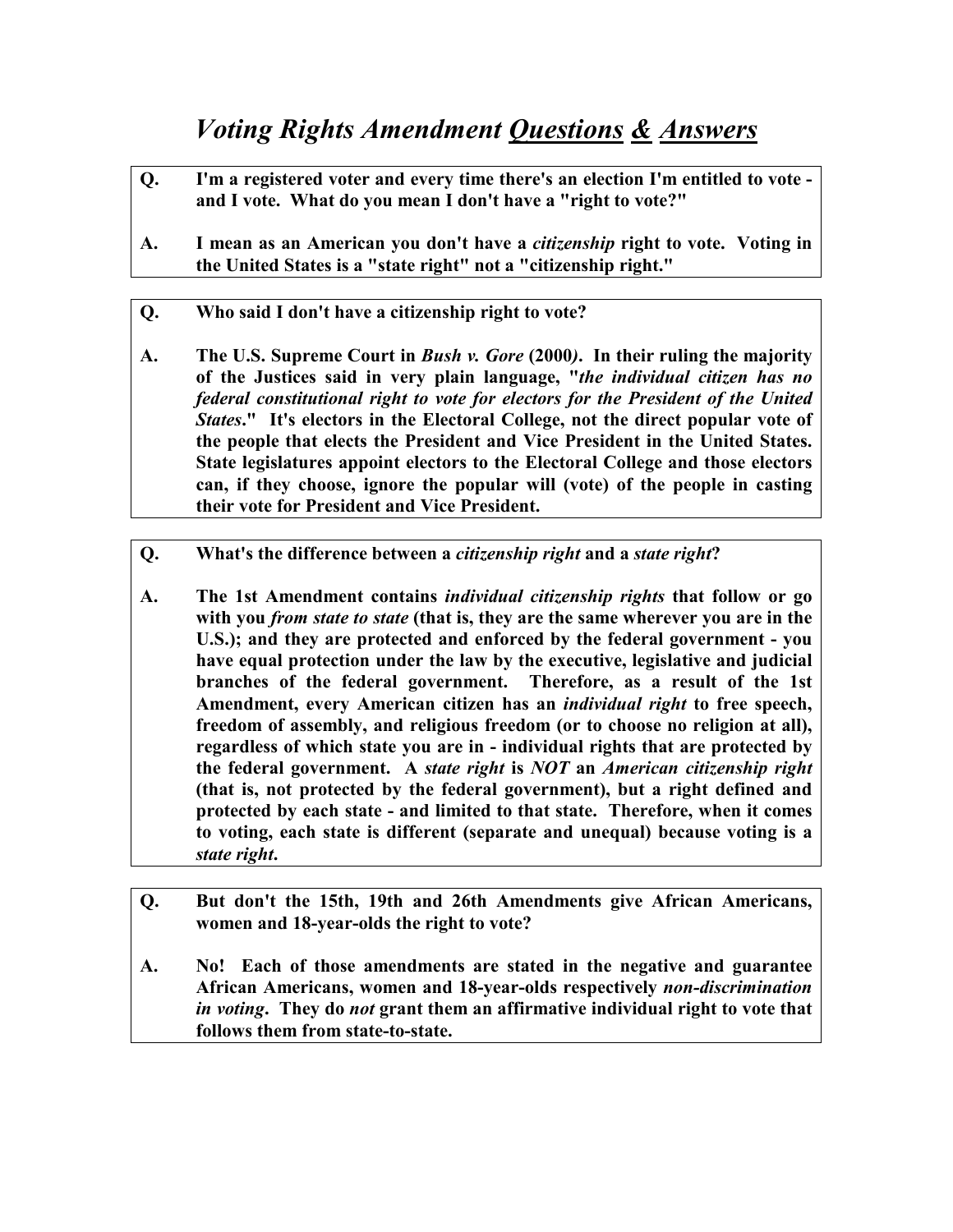# *Voting Rights Amendment* *Questions* *&* *Answers*

**Q. I'm a registered voter and every time there's an election I'm entitled to vote - and I vote. What do you mean I don't have a "right to vote?"**

**A. I mean as an American you don't have a *citizenship* right to vote. Voting in the United States is a "state right" not a "citizenship right."**

---

**Q. Who said I don't have a citizenship right to vote?**

**A. The U.S. Supreme Court in *Bush v. Gore* (2000*)*. In their ruling the majority of the Justices said in very plain language, "*the individual citizen has no federal constitutional right to vote for electors for the President of the United States*." It's electors in the Electoral College, not the direct popular vote of the people that elects the President and Vice President in the United States. State legislatures appoint electors to the Electoral College and those electors can, if they choose, ignore the popular will (vote) of the people in casting their vote for President and Vice President.**

---

**Q. What's the difference between a *citizenship right* and a *state right*?**

**A. The 1st Amendment contains *individual citizenship rights* that follow or go with you *from state to state* (that is, they are the same wherever you are in the U.S.); and they are protected and enforced by the federal government - you have equal protection under the law by the executive, legislative and judicial branches of the federal government. Therefore, as a result of the 1st Amendment, every American citizen has an *individual right* to free speech, freedom of assembly, and religious freedom (or to choose no religion at all), regardless of which state you are in - individual rights that are protected by the federal government. A *state right* is *NOT* an *American citizenship right* (that is, not protected by the federal government), but a right defined and protected by each state - and limited to that state. Therefore, when it comes to voting, each state is different (separate and unequal) because voting is a *state right*.**

---

**Q. But don't the 15th, 19th and 26th Amendments give African Americans, women and 18-year-olds the right to vote?**

**A. No! Each of those amendments are stated in the negative and guarantee African Americans, women and 18-year-olds respectively *non-discrimination in voting*. They do *not* grant them an affirmative individual right to vote that follows them from state-to-state.**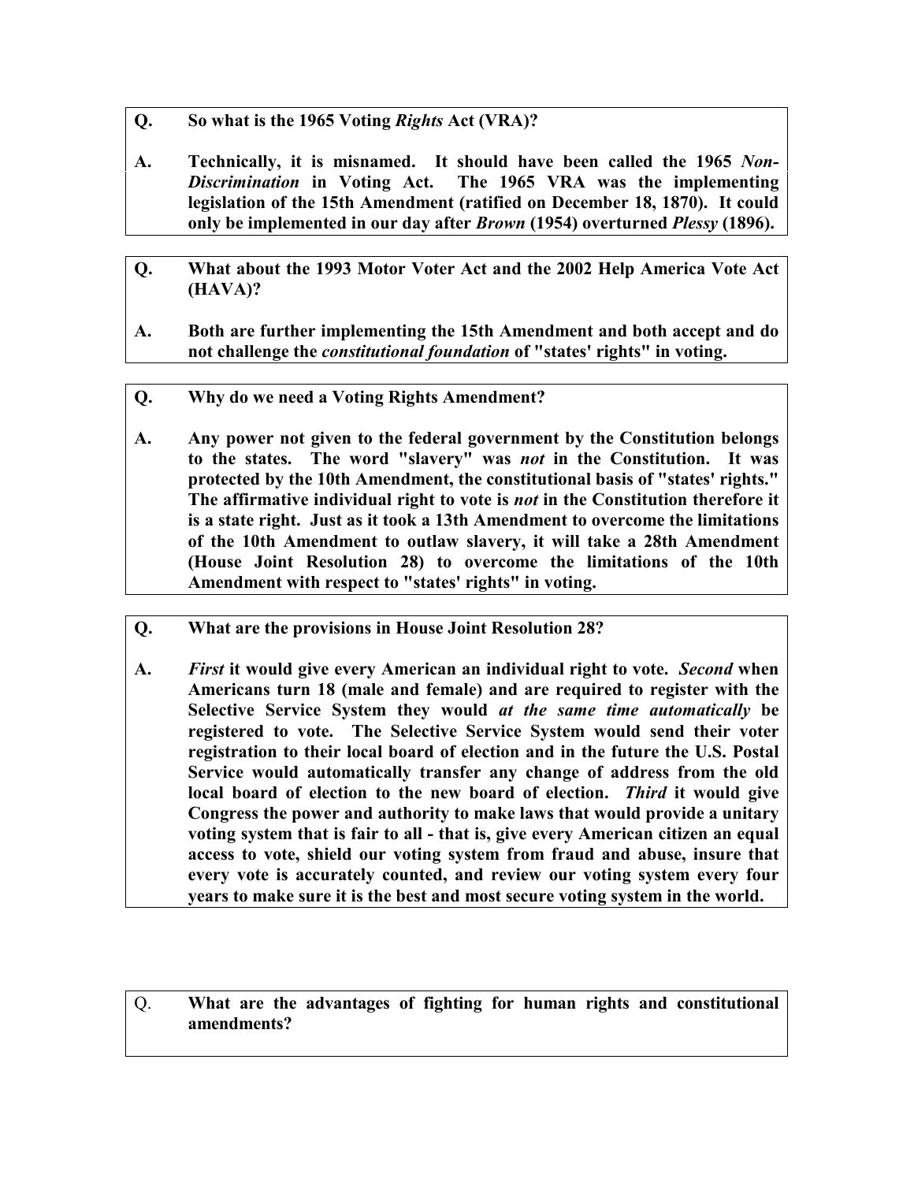**Q. So what is the 1965 Voting *Rights* Act (VRA)?**

**A. Technically, it is misnamed. It should have been called the 1965 *Non-Discrimination* in Voting Act. The 1965 VRA was the implementing legislation of the 15th Amendment (ratified on December 18, 1870). It could only be implemented in our day after *Brown* (1954) overturned *Plessy* (1896).**

**Q. What about the 1993 Motor Voter Act and the 2002 Help America Vote Act (HAVA)?**

**A. Both are further implementing the 15th Amendment and both accept and do not challenge the *constitutional foundation* of "states' rights" in voting.**

**Q. Why do we need a Voting Rights Amendment?**

**A. Any power not given to the federal government by the Constitution belongs to the states. The word "slavery" was *not* in the Constitution. It was protected by the 10th Amendment, the constitutional basis of "states' rights." The affirmative individual right to vote is *not* in the Constitution therefore it is a state right. Just as it took a 13th Amendment to overcome the limitations of the 10th Amendment to outlaw slavery, it will take a 28th Amendment (House Joint Resolution 28) to overcome the limitations of the 10th Amendment with respect to "states' rights" in voting.**

**Q. What are the provisions in House Joint Resolution 28?**

**A. *First* it would give every American an individual right to vote. *Second* when Americans turn 18 (male and female) and are required to register with the Selective Service System they would *at the same time automatically* be registered to vote. The Selective Service System would send their voter registration to their local board of election and in the future the U.S. Postal Service would automatically transfer any change of address from the old local board of election to the new board of election. *Third* it would give Congress the power and authority to make laws that would provide a unitary voting system that is fair to all - that is, give every American citizen an equal access to vote, shield our voting system from fraud and abuse, insure that every vote is accurately counted, and review our voting system every four years to make sure it is the best and most secure voting system in the world.**

Q. **What are the advantages of fighting for human rights and constitutional amendments?**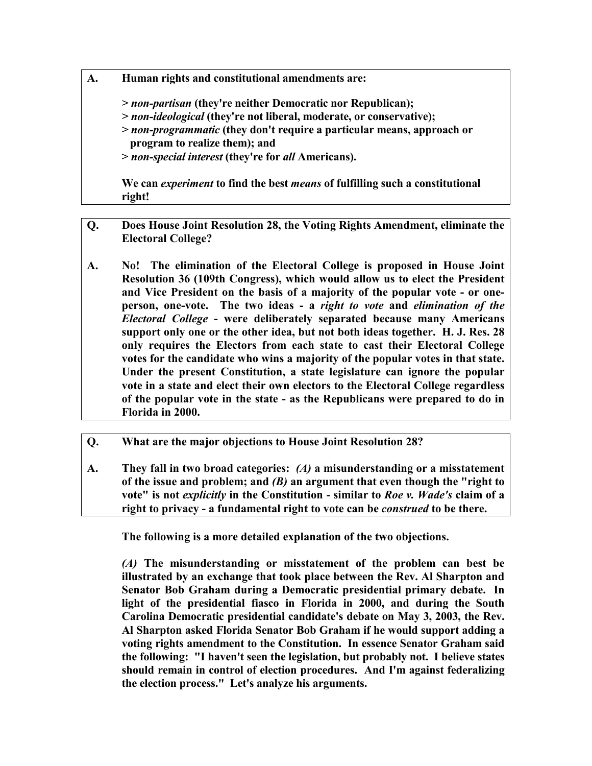**A. Human rights and constitutional amendments are:**

**> *non-partisan* (they're neither Democratic nor Republican);**
**> *non-ideological* (they're not liberal, moderate, or conservative);**
**> *non-programmatic* (they don't require a particular means, approach or program to realize them); and**
**> *non-special interest* (they're for *all* Americans).**

**We can *experiment* to find the best *means* of fulfilling such a constitutional right!**

**Q. Does House Joint Resolution 28, the Voting Rights Amendment, eliminate the Electoral College?**

**A. No! The elimination of the Electoral College is proposed in House Joint Resolution 36 (109th Congress), which would allow us to elect the President and Vice President on the basis of a majority of the popular vote - or one-person, one-vote. The two ideas - a *right to vote* and *elimination of the Electoral College* - were deliberately separated because many Americans support only one or the other idea, but not both ideas together. H. J. Res. 28 only requires the Electors from each state to cast their Electoral College votes for the candidate who wins a majority of the popular votes in that state. Under the present Constitution, a state legislature can ignore the popular vote in a state and elect their own electors to the Electoral College regardless of the popular vote in the state - as the Republicans were prepared to do in Florida in 2000.**

**Q. What are the major objections to House Joint Resolution 28?**

**A. They fall in two broad categories: *(A)* a misunderstanding or a misstatement of the issue and problem; and *(B)* an argument that even though the "right to vote" is not *explicitly* in the Constitution - similar to *Roe v. Wade's* claim of a right to privacy - a fundamental right to vote can be *construed* to be there.**

**The following is a more detailed explanation of the two objections.**

***(A)* The misunderstanding or misstatement of the problem can best be illustrated by an exchange that took place between the Rev. Al Sharpton and Senator Bob Graham during a Democratic presidential primary debate. In light of the presidential fiasco in Florida in 2000, and during the South Carolina Democratic presidential candidate's debate on May 3, 2003, the Rev. Al Sharpton asked Florida Senator Bob Graham if he would support adding a voting rights amendment to the Constitution. In essence Senator Graham said the following: "I haven't seen the legislation, but probably not. I believe states should remain in control of election procedures. And I'm against federalizing the election process." Let's analyze his arguments.**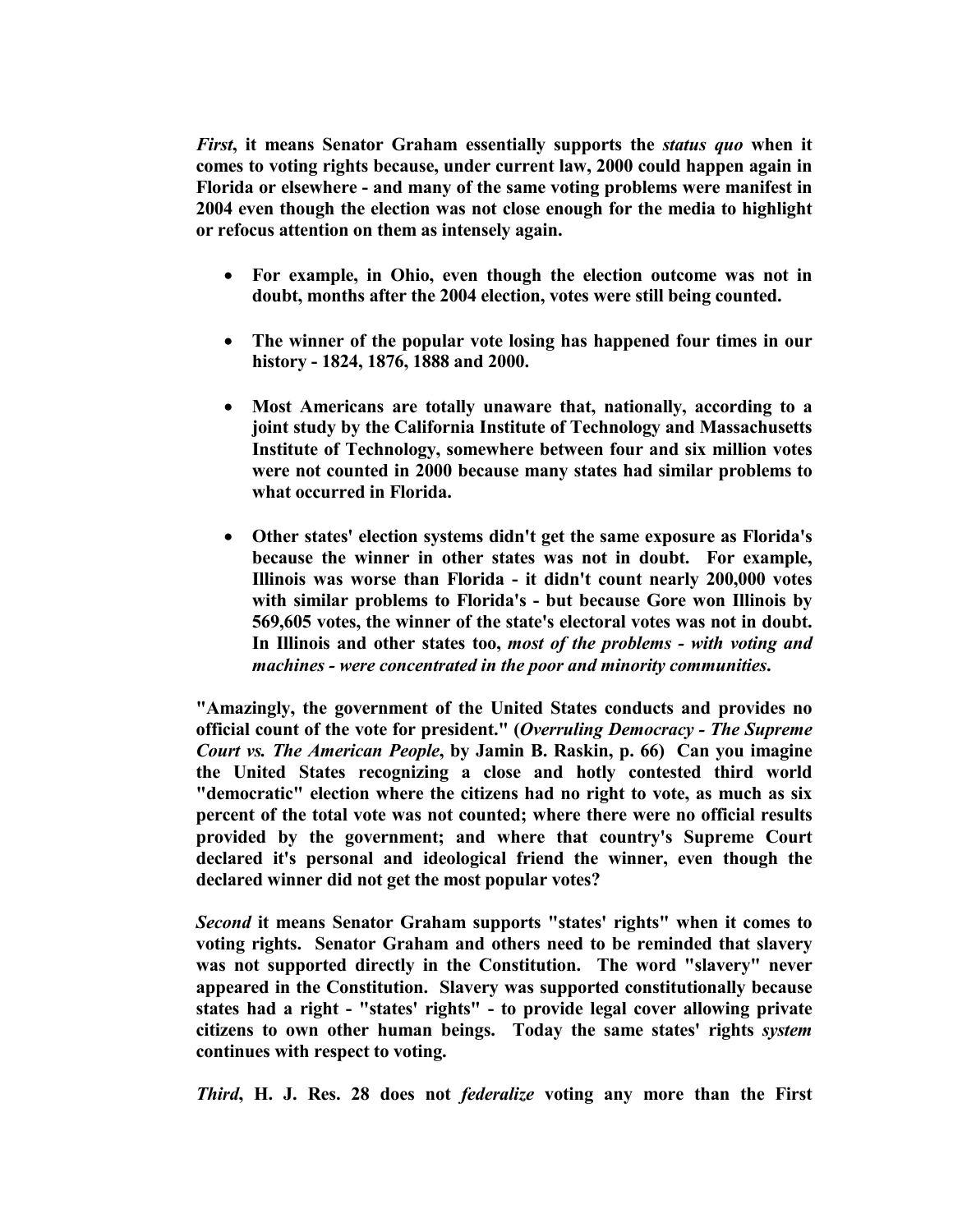***First*, it means Senator Graham essentially supports the *status quo* when it comes to voting rights because, under current law, 2000 could happen again in Florida or elsewhere - and many of the same voting problems were manifest in 2004 even though the election was not close enough for the media to highlight or refocus attention on them as intensely again.**

- **For example, in Ohio, even though the election outcome was not in doubt, months after the 2004 election, votes were still being counted.**

- **The winner of the popular vote losing has happened four times in our history - 1824, 1876, 1888 and 2000.**

- **Most Americans are totally unaware that, nationally, according to a joint study by the California Institute of Technology and Massachusetts Institute of Technology, somewhere between four and six million votes were not counted in 2000 because many states had similar problems to what occurred in Florida.**

- **Other states' election systems didn't get the same exposure as Florida's because the winner in other states was not in doubt. For example, Illinois was worse than Florida - it didn't count nearly 200,000 votes with similar problems to Florida's - but because Gore won Illinois by 569,605 votes, the winner of the state's electoral votes was not in doubt. In Illinois and other states too, *most of the problems - with voting and machines - were concentrated in the poor and minority communities*.**

**"Amazingly, the government of the United States conducts and provides no official count of the vote for president." (*Overruling Democracy - The Supreme Court vs. The American People*, by Jamin B. Raskin, p. 66) Can you imagine the United States recognizing a close and hotly contested third world "democratic" election where the citizens had no right to vote, as much as six percent of the total vote was not counted; where there were no official results provided by the government; and where that country's Supreme Court declared it's personal and ideological friend the winner, even though the declared winner did not get the most popular votes?**

***Second* it means Senator Graham supports "states' rights" when it comes to voting rights. Senator Graham and others need to be reminded that slavery was not supported directly in the Constitution. The word "slavery" never appeared in the Constitution. Slavery was supported constitutionally because states had a right - "states' rights" - to provide legal cover allowing private citizens to own other human beings. Today the same states' rights *system* continues with respect to voting.**

***Third*, H. J. Res. 28 does not *federalize* voting any more than the First**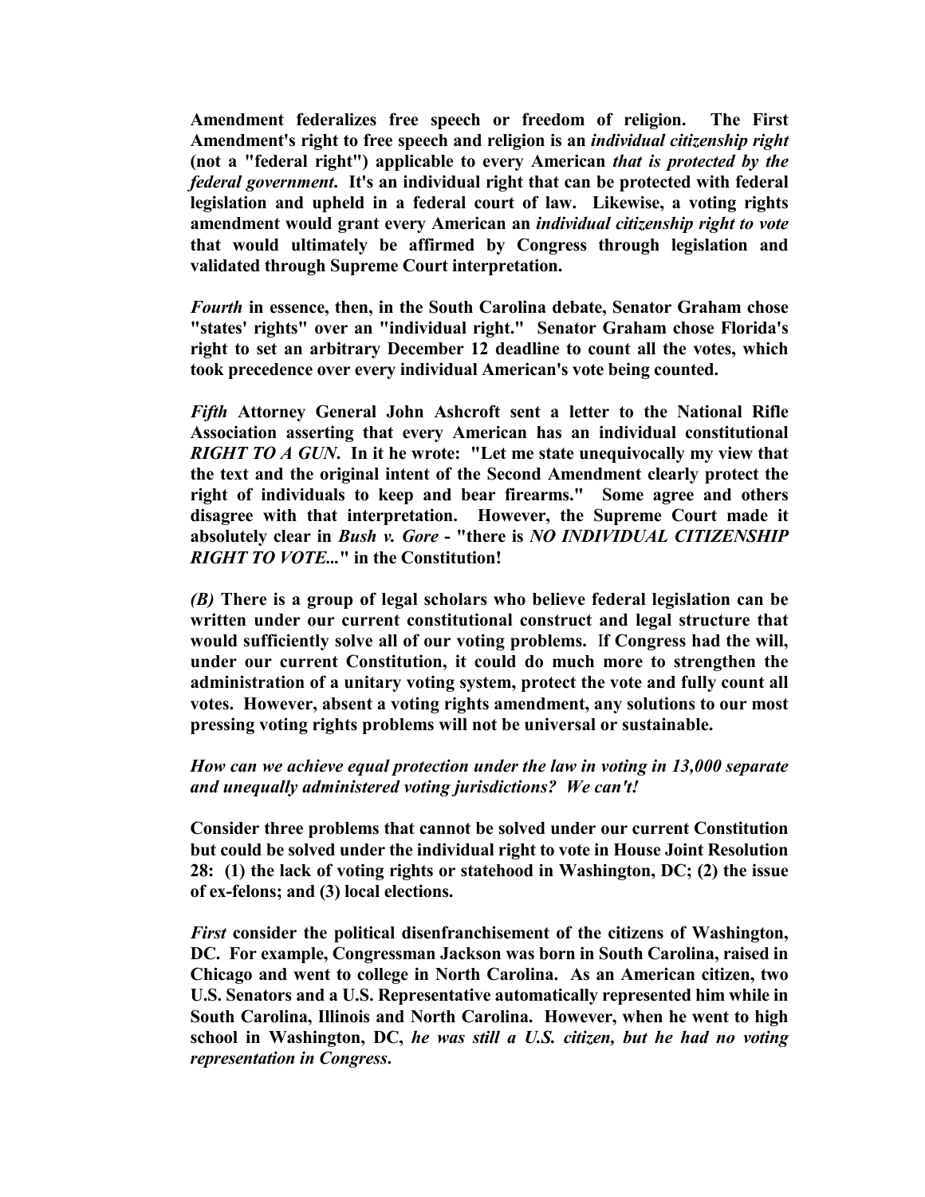**Amendment federalizes free speech or freedom of religion. The First Amendment's right to free speech and religion is an *individual citizenship right* (not a "federal right") applicable to every American *that is protected by the federal government*. It's an individual right that can be protected with federal legislation and upheld in a federal court of law. Likewise, a voting rights amendment would grant every American an *individual citizenship right to vote* that would ultimately be affirmed by Congress through legislation and validated through Supreme Court interpretation.**

***Fourth* in essence, then, in the South Carolina debate, Senator Graham chose "states' rights" over an "individual right." Senator Graham chose Florida's right to set an arbitrary December 12 deadline to count all the votes, which took precedence over every individual American's vote being counted.**

***Fifth* Attorney General John Ashcroft sent a letter to the National Rifle Association asserting that every American has an individual constitutional *RIGHT TO A GUN*. In it he wrote: "Let me state unequivocally my view that the text and the original intent of the Second Amendment clearly protect the right of individuals to keep and bear firearms." Some agree and others disagree with that interpretation. However, the Supreme Court made it absolutely clear in *Bush v. Gore* - "there is *NO INDIVIDUAL CITIZENSHIP RIGHT TO VOTE...*" in the Constitution!**

***(B)* There is a group of legal scholars who believe federal legislation can be written under our current constitutional construct and legal structure that would sufficiently solve all of our voting problems. If Congress had the will, under our current Constitution, it could do much more to strengthen the administration of a unitary voting system, protect the vote and fully count all votes. However, absent a voting rights amendment, any solutions to our most pressing voting rights problems will not be universal or sustainable.**

***How can we achieve equal protection under the law in voting in 13,000 separate and unequally administered voting jurisdictions? We can't!***

**Consider three problems that cannot be solved under our current Constitution but could be solved under the individual right to vote in House Joint Resolution 28: (1) the lack of voting rights or statehood in Washington, DC; (2) the issue of ex-felons; and (3) local elections.**

***First* consider the political disenfranchisement of the citizens of Washington, DC. For example, Congressman Jackson was born in South Carolina, raised in Chicago and went to college in North Carolina. As an American citizen, two U.S. Senators and a U.S. Representative automatically represented him while in South Carolina, Illinois and North Carolina. However, when he went to high school in Washington, DC, *he was still a U.S. citizen, but he had no voting representation in Congress*.**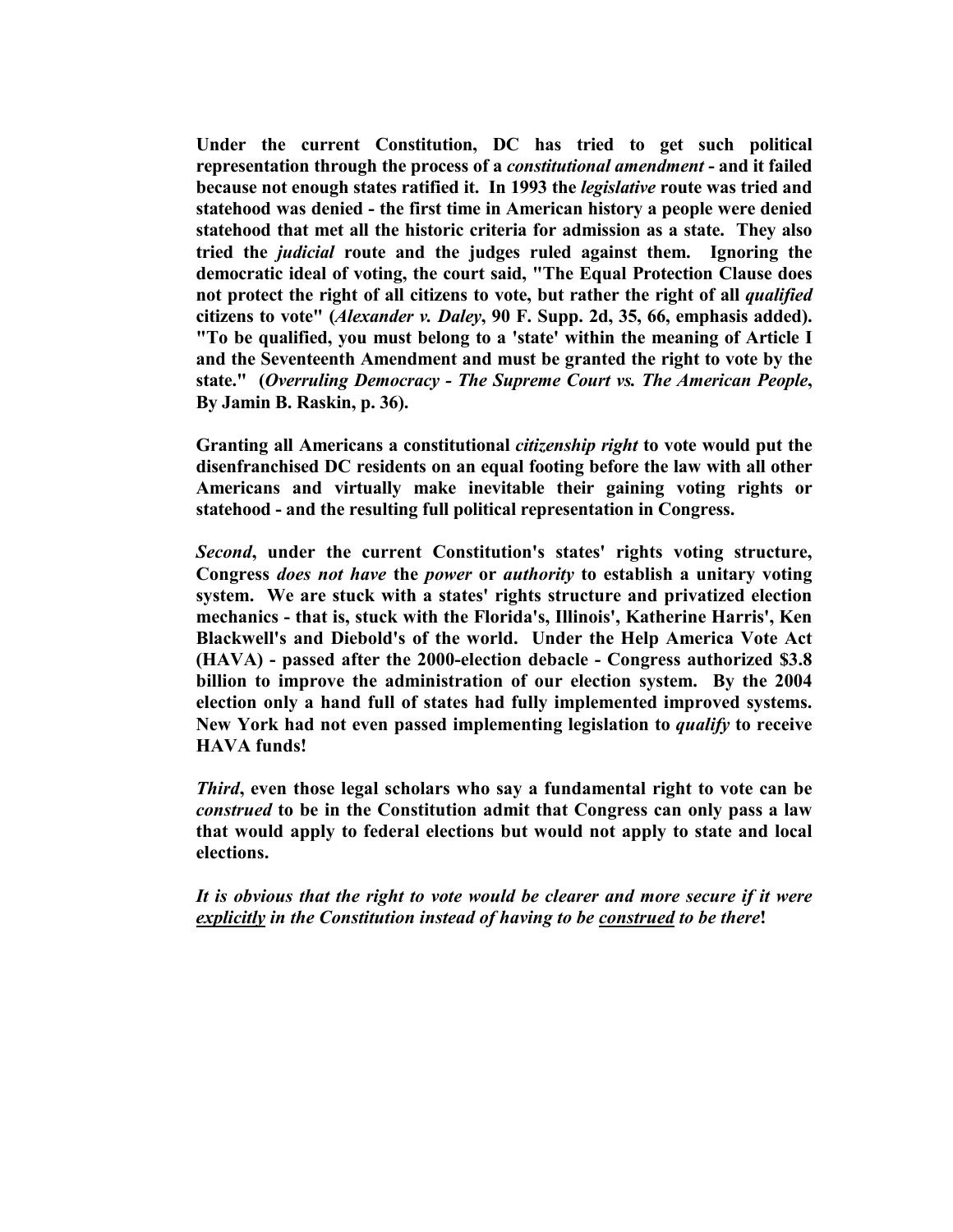**Under the current Constitution, DC has tried to get such political representation through the process of a *constitutional amendment* - and it failed because not enough states ratified it. In 1993 the *legislative* route was tried and statehood was denied - the first time in American history a people were denied statehood that met all the historic criteria for admission as a state. They also tried the *judicial* route and the judges ruled against them. Ignoring the democratic ideal of voting, the court said, "The Equal Protection Clause does not protect the right of all citizens to vote, but rather the right of all *qualified* citizens to vote" (*Alexander v. Daley*, 90 F. Supp. 2d, 35, 66, emphasis added). "To be qualified, you must belong to a 'state' within the meaning of Article I and the Seventeenth Amendment and must be granted the right to vote by the state." (*Overruling Democracy - The Supreme Court vs. The American People*, By Jamin B. Raskin, p. 36).**

**Granting all Americans a constitutional *citizenship right* to vote would put the disenfranchised DC residents on an equal footing before the law with all other Americans and virtually make inevitable their gaining voting rights or statehood - and the resulting full political representation in Congress.**

***Second*, under the current Constitution's states' rights voting structure, Congress *does not have* the *power* or *authority* to establish a unitary voting system. We are stuck with a states' rights structure and privatized election mechanics - that is, stuck with the Florida's, Illinois', Katherine Harris', Ken Blackwell's and Diebold's of the world. Under the Help America Vote Act (HAVA) - passed after the 2000-election debacle - Congress authorized $3.8 billion to improve the administration of our election system. By the 2004 election only a hand full of states had fully implemented improved systems. New York had not even passed implementing legislation to *qualify* to receive HAVA funds!**

***Third*, even those legal scholars who say a fundamental right to vote can be *construed* to be in the Constitution admit that Congress can only pass a law that would apply to federal elections but would not apply to state and local elections.**

***It is obvious that the right to vote would be clearer and more secure if it were <u>explicitly</u> in the Constitution instead of having to be <u>construed</u> to be there*!**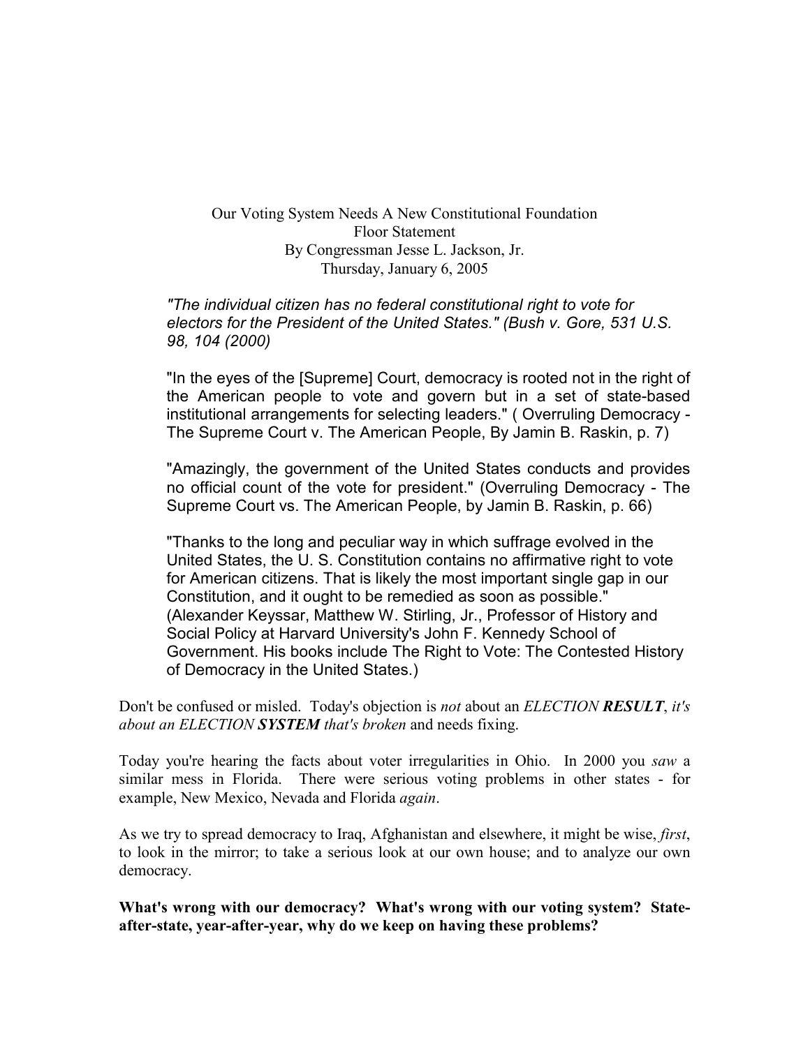Our Voting System Needs A New Constitutional Foundation
Floor Statement
By Congressman Jesse L. Jackson, Jr.
Thursday, January 6, 2005

> *"The individual citizen has no federal constitutional right to vote for electors for the President of the United States." (Bush v. Gore, 531 U.S. 98, 104 (2000)*
>
> "In the eyes of the [Supreme] Court, democracy is rooted not in the right of the American people to vote and govern but in a set of state-based institutional arrangements for selecting leaders." ( Overruling Democracy - The Supreme Court v. The American People, By Jamin B. Raskin, p. 7)
>
> "Amazingly, the government of the United States conducts and provides no official count of the vote for president." (Overruling Democracy - The Supreme Court vs. The American People, by Jamin B. Raskin, p. 66)
>
> "Thanks to the long and peculiar way in which suffrage evolved in the United States, the U. S. Constitution contains no affirmative right to vote for American citizens. That is likely the most important single gap in our Constitution, and it ought to be remedied as soon as possible." (Alexander Keyssar, Matthew W. Stirling, Jr., Professor of History and Social Policy at Harvard University's John F. Kennedy School of Government. His books include The Right to Vote: The Contested History of Democracy in the United States.)

Don't be confused or misled. Today's objection is *not* about an *ELECTION **RESULT***, *it's about an ELECTION **SYSTEM** that's broken* and needs fixing.

Today you're hearing the facts about voter irregularities in Ohio. In 2000 you *saw* a similar mess in Florida. There were serious voting problems in other states - for example, New Mexico, Nevada and Florida *again*.

As we try to spread democracy to Iraq, Afghanistan and elsewhere, it might be wise, *first*, to look in the mirror; to take a serious look at our own house; and to analyze our own democracy.

**What's wrong with our democracy? What's wrong with our voting system? State-after-state, year-after-year, why do we keep on having these problems?**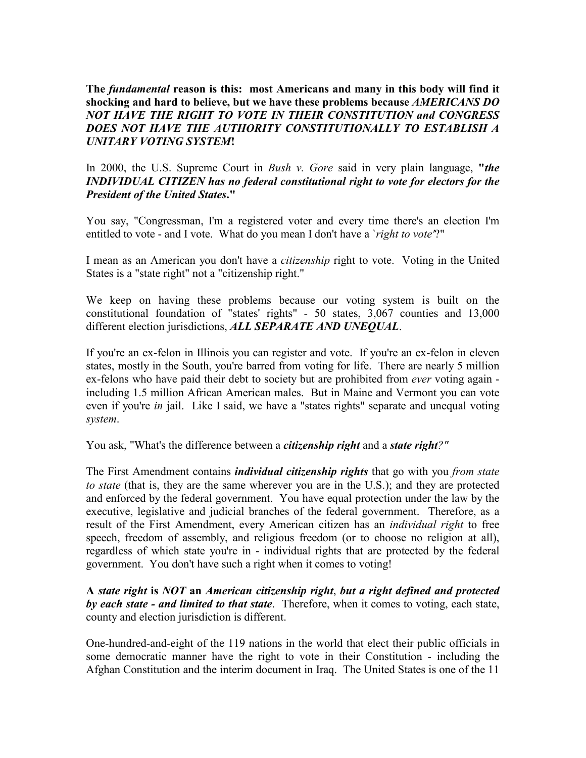**The *fundamental* reason is this: most Americans and many in this body will find it shocking and hard to believe, but we have these problems because *AMERICANS DO NOT HAVE THE RIGHT TO VOTE IN THEIR CONSTITUTION and CONGRESS DOES NOT HAVE THE AUTHORITY CONSTITUTIONALLY TO ESTABLISH A UNITARY VOTING SYSTEM*!**

In 2000, the U.S. Supreme Court in *Bush v. Gore* said in very plain language, **"*the INDIVIDUAL CITIZEN has no federal constitutional right to vote for electors for the President of the United States*."**

You say, "Congressman, I'm a registered voter and every time there's an election I'm entitled to vote - and I vote. What do you mean I don't have a `*right to vote'*?"

I mean as an American you don't have a *citizenship* right to vote. Voting in the United States is a "state right" not a "citizenship right."

We keep on having these problems because our voting system is built on the constitutional foundation of "states' rights" - 50 states, 3,067 counties and 13,000 different election jurisdictions, ***ALL SEPARATE AND UNEQUAL***.

If you're an ex-felon in Illinois you can register and vote. If you're an ex-felon in eleven states, mostly in the South, you're barred from voting for life. There are nearly 5 million ex-felons who have paid their debt to society but are prohibited from *ever* voting again - including 1.5 million African American males. But in Maine and Vermont you can vote even if you're *in* jail. Like I said, we have a "states rights" separate and unequal voting *system*.

You ask, "What's the difference between a ***citizenship right*** and a ***state right****?"*

The First Amendment contains ***individual citizenship rights*** that go with you *from state to state* (that is, they are the same wherever you are in the U.S.); and they are protected and enforced by the federal government. You have equal protection under the law by the executive, legislative and judicial branches of the federal government. Therefore, as a result of the First Amendment, every American citizen has an *individual right* to free speech, freedom of assembly, and religious freedom (or to choose no religion at all), regardless of which state you're in - individual rights that are protected by the federal government. You don't have such a right when it comes to voting!

**A *state right* is *NOT* an *American citizenship right*, *but a right defined and protected by each state - and limited to that state*.** Therefore, when it comes to voting, each state, county and election jurisdiction is different.

One-hundred-and-eight of the 119 nations in the world that elect their public officials in some democratic manner have the right to vote in their Constitution - including the Afghan Constitution and the interim document in Iraq. The United States is one of the 11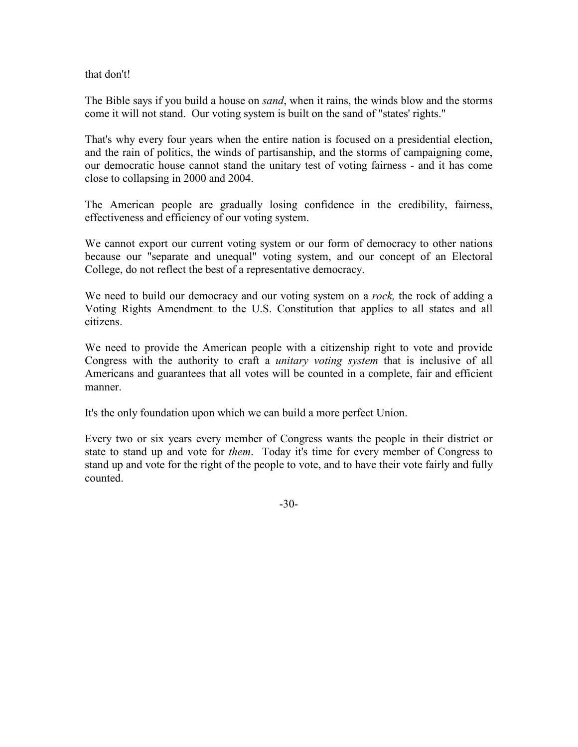that don't!

The Bible says if you build a house on *sand*, when it rains, the winds blow and the storms come it will not stand. Our voting system is built on the sand of "states' rights."

That's why every four years when the entire nation is focused on a presidential election, and the rain of politics, the winds of partisanship, and the storms of campaigning come, our democratic house cannot stand the unitary test of voting fairness - and it has come close to collapsing in 2000 and 2004.

The American people are gradually losing confidence in the credibility, fairness, effectiveness and efficiency of our voting system.

We cannot export our current voting system or our form of democracy to other nations because our "separate and unequal" voting system, and our concept of an Electoral College, do not reflect the best of a representative democracy.

We need to build our democracy and our voting system on a *rock,* the rock of adding a Voting Rights Amendment to the U.S. Constitution that applies to all states and all citizens.

We need to provide the American people with a citizenship right to vote and provide Congress with the authority to craft a *unitary voting system* that is inclusive of all Americans and guarantees that all votes will be counted in a complete, fair and efficient manner.

It's the only foundation upon which we can build a more perfect Union.

Every two or six years every member of Congress wants the people in their district or state to stand up and vote for *them*. Today it's time for every member of Congress to stand up and vote for the right of the people to vote, and to have their vote fairly and fully counted.

-30-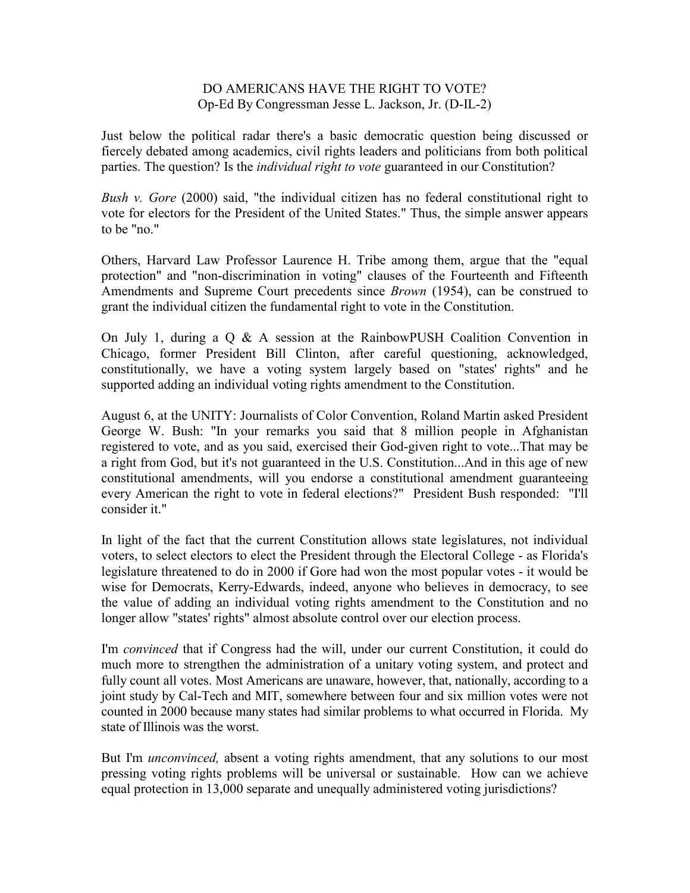# DO AMERICANS HAVE THE RIGHT TO VOTE?
Op-Ed By Congressman Jesse L. Jackson, Jr. (D-IL-2)

Just below the political radar there's a basic democratic question being discussed or fiercely debated among academics, civil rights leaders and politicians from both political parties. The question? Is the *individual right to vote* guaranteed in our Constitution?

*Bush v. Gore* (2000) said, "the individual citizen has no federal constitutional right to vote for electors for the President of the United States." Thus, the simple answer appears to be "no."

Others, Harvard Law Professor Laurence H. Tribe among them, argue that the "equal protection" and "non-discrimination in voting" clauses of the Fourteenth and Fifteenth Amendments and Supreme Court precedents since *Brown* (1954), can be construed to grant the individual citizen the fundamental right to vote in the Constitution.

On July 1, during a Q & A session at the RainbowPUSH Coalition Convention in Chicago, former President Bill Clinton, after careful questioning, acknowledged, constitutionally, we have a voting system largely based on "states' rights" and he supported adding an individual voting rights amendment to the Constitution.

August 6, at the UNITY: Journalists of Color Convention, Roland Martin asked President George W. Bush: "In your remarks you said that 8 million people in Afghanistan registered to vote, and as you said, exercised their God-given right to vote...That may be a right from God, but it's not guaranteed in the U.S. Constitution...And in this age of new constitutional amendments, will you endorse a constitutional amendment guaranteeing every American the right to vote in federal elections?" President Bush responded: "I'll consider it."

In light of the fact that the current Constitution allows state legislatures, not individual voters, to select electors to elect the President through the Electoral College - as Florida's legislature threatened to do in 2000 if Gore had won the most popular votes - it would be wise for Democrats, Kerry-Edwards, indeed, anyone who believes in democracy, to see the value of adding an individual voting rights amendment to the Constitution and no longer allow "states' rights" almost absolute control over our election process.

I'm *convinced* that if Congress had the will, under our current Constitution, it could do much more to strengthen the administration of a unitary voting system, and protect and fully count all votes. Most Americans are unaware, however, that, nationally, according to a joint study by Cal-Tech and MIT, somewhere between four and six million votes were not counted in 2000 because many states had similar problems to what occurred in Florida. My state of Illinois was the worst.

But I'm *unconvinced,* absent a voting rights amendment, that any solutions to our most pressing voting rights problems will be universal or sustainable. How can we achieve equal protection in 13,000 separate and unequally administered voting jurisdictions?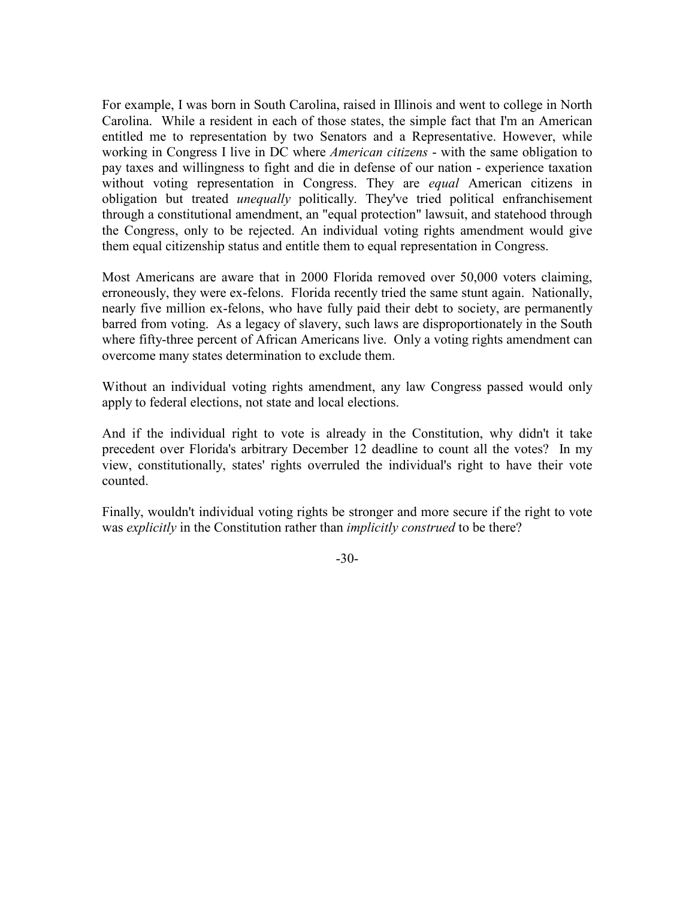For example, I was born in South Carolina, raised in Illinois and went to college in North Carolina. While a resident in each of those states, the simple fact that I'm an American entitled me to representation by two Senators and a Representative. However, while working in Congress I live in DC where *American citizens* - with the same obligation to pay taxes and willingness to fight and die in defense of our nation - experience taxation without voting representation in Congress. They are *equal* American citizens in obligation but treated *unequally* politically. They've tried political enfranchisement through a constitutional amendment, an "equal protection" lawsuit, and statehood through the Congress, only to be rejected. An individual voting rights amendment would give them equal citizenship status and entitle them to equal representation in Congress.

Most Americans are aware that in 2000 Florida removed over 50,000 voters claiming, erroneously, they were ex-felons. Florida recently tried the same stunt again. Nationally, nearly five million ex-felons, who have fully paid their debt to society, are permanently barred from voting. As a legacy of slavery, such laws are disproportionately in the South where fifty-three percent of African Americans live. Only a voting rights amendment can overcome many states determination to exclude them.

Without an individual voting rights amendment, any law Congress passed would only apply to federal elections, not state and local elections.

And if the individual right to vote is already in the Constitution, why didn't it take precedent over Florida's arbitrary December 12 deadline to count all the votes? In my view, constitutionally, states' rights overruled the individual's right to have their vote counted.

Finally, wouldn't individual voting rights be stronger and more secure if the right to vote was *explicitly* in the Constitution rather than *implicitly construed* to be there?

-30-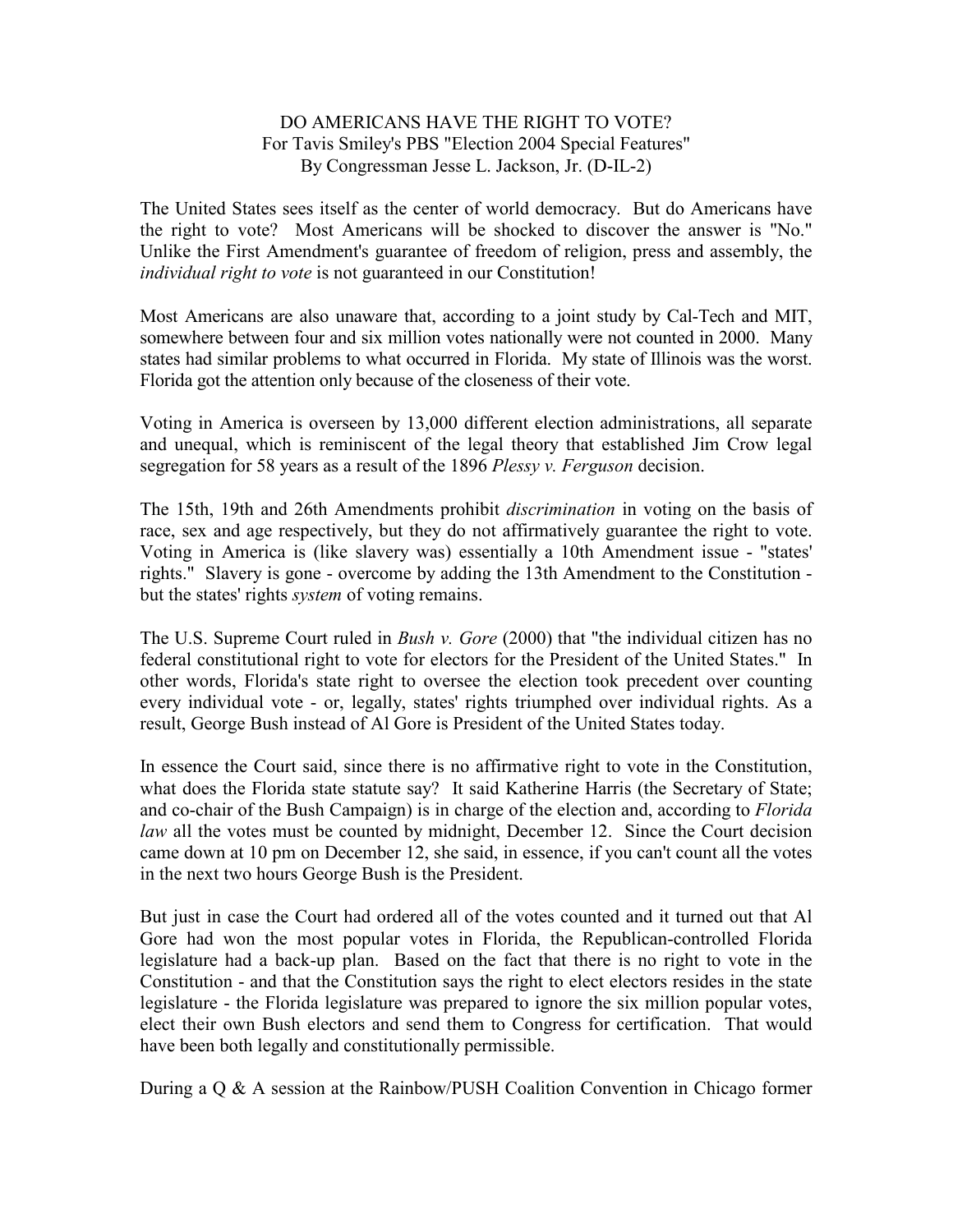DO AMERICANS HAVE THE RIGHT TO VOTE?
For Tavis Smiley's PBS "Election 2004 Special Features"
By Congressman Jesse L. Jackson, Jr. (D-IL-2)

The United States sees itself as the center of world democracy. But do Americans have the right to vote? Most Americans will be shocked to discover the answer is "No." Unlike the First Amendment's guarantee of freedom of religion, press and assembly, the *individual right to vote* is not guaranteed in our Constitution!

Most Americans are also unaware that, according to a joint study by Cal-Tech and MIT, somewhere between four and six million votes nationally were not counted in 2000. Many states had similar problems to what occurred in Florida. My state of Illinois was the worst. Florida got the attention only because of the closeness of their vote.

Voting in America is overseen by 13,000 different election administrations, all separate and unequal, which is reminiscent of the legal theory that established Jim Crow legal segregation for 58 years as a result of the 1896 *Plessy v. Ferguson* decision.

The 15th, 19th and 26th Amendments prohibit *discrimination* in voting on the basis of race, sex and age respectively, but they do not affirmatively guarantee the right to vote. Voting in America is (like slavery was) essentially a 10th Amendment issue - "states' rights." Slavery is gone - overcome by adding the 13th Amendment to the Constitution - but the states' rights *system* of voting remains.

The U.S. Supreme Court ruled in *Bush v. Gore* (2000) that "the individual citizen has no federal constitutional right to vote for electors for the President of the United States." In other words, Florida's state right to oversee the election took precedent over counting every individual vote - or, legally, states' rights triumphed over individual rights. As a result, George Bush instead of Al Gore is President of the United States today.

In essence the Court said, since there is no affirmative right to vote in the Constitution, what does the Florida state statute say? It said Katherine Harris (the Secretary of State; and co-chair of the Bush Campaign) is in charge of the election and, according to *Florida law* all the votes must be counted by midnight, December 12. Since the Court decision came down at 10 pm on December 12, she said, in essence, if you can't count all the votes in the next two hours George Bush is the President.

But just in case the Court had ordered all of the votes counted and it turned out that Al Gore had won the most popular votes in Florida, the Republican-controlled Florida legislature had a back-up plan. Based on the fact that there is no right to vote in the Constitution - and that the Constitution says the right to elect electors resides in the state legislature - the Florida legislature was prepared to ignore the six million popular votes, elect their own Bush electors and send them to Congress for certification. That would have been both legally and constitutionally permissible.

During a Q & A session at the Rainbow/PUSH Coalition Convention in Chicago former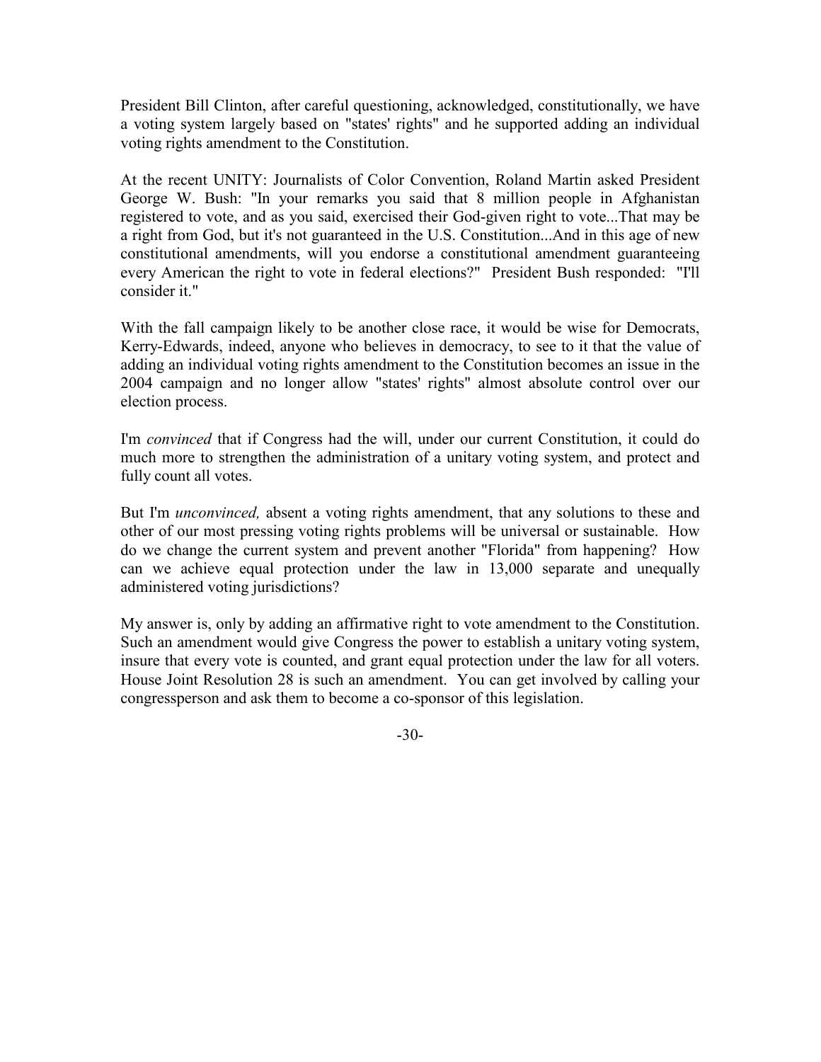President Bill Clinton, after careful questioning, acknowledged, constitutionally, we have a voting system largely based on "states' rights" and he supported adding an individual voting rights amendment to the Constitution.

At the recent UNITY: Journalists of Color Convention, Roland Martin asked President George W. Bush: "In your remarks you said that 8 million people in Afghanistan registered to vote, and as you said, exercised their God-given right to vote...That may be a right from God, but it's not guaranteed in the U.S. Constitution...And in this age of new constitutional amendments, will you endorse a constitutional amendment guaranteeing every American the right to vote in federal elections?" President Bush responded: "I'll consider it."

With the fall campaign likely to be another close race, it would be wise for Democrats, Kerry-Edwards, indeed, anyone who believes in democracy, to see to it that the value of adding an individual voting rights amendment to the Constitution becomes an issue in the 2004 campaign and no longer allow "states' rights" almost absolute control over our election process.

I'm *convinced* that if Congress had the will, under our current Constitution, it could do much more to strengthen the administration of a unitary voting system, and protect and fully count all votes.

But I'm *unconvinced,* absent a voting rights amendment, that any solutions to these and other of our most pressing voting rights problems will be universal or sustainable. How do we change the current system and prevent another "Florida" from happening? How can we achieve equal protection under the law in 13,000 separate and unequally administered voting jurisdictions?

My answer is, only by adding an affirmative right to vote amendment to the Constitution. Such an amendment would give Congress the power to establish a unitary voting system, insure that every vote is counted, and grant equal protection under the law for all voters. House Joint Resolution 28 is such an amendment. You can get involved by calling your congressperson and ask them to become a co-sponsor of this legislation.

-30-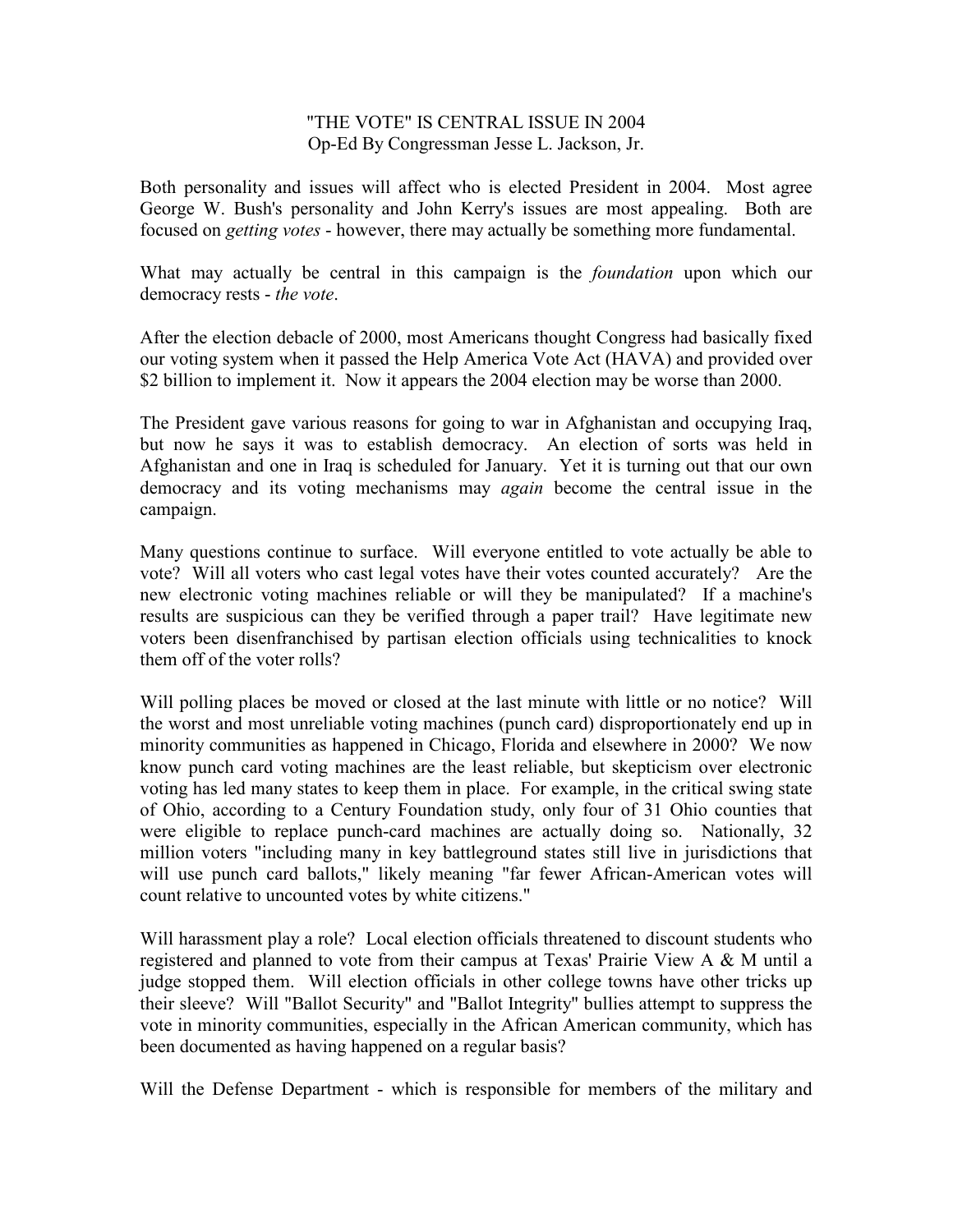"THE VOTE" IS CENTRAL ISSUE IN 2004
Op-Ed By Congressman Jesse L. Jackson, Jr.

Both personality and issues will affect who is elected President in 2004. Most agree George W. Bush's personality and John Kerry's issues are most appealing. Both are focused on *getting votes* - however, there may actually be something more fundamental.

What may actually be central in this campaign is the *foundation* upon which our democracy rests - *the vote*.

After the election debacle of 2000, most Americans thought Congress had basically fixed our voting system when it passed the Help America Vote Act (HAVA) and provided over $2 billion to implement it. Now it appears the 2004 election may be worse than 2000.

The President gave various reasons for going to war in Afghanistan and occupying Iraq, but now he says it was to establish democracy. An election of sorts was held in Afghanistan and one in Iraq is scheduled for January. Yet it is turning out that our own democracy and its voting mechanisms may *again* become the central issue in the campaign.

Many questions continue to surface. Will everyone entitled to vote actually be able to vote? Will all voters who cast legal votes have their votes counted accurately? Are the new electronic voting machines reliable or will they be manipulated? If a machine's results are suspicious can they be verified through a paper trail? Have legitimate new voters been disenfranchised by partisan election officials using technicalities to knock them off of the voter rolls?

Will polling places be moved or closed at the last minute with little or no notice? Will the worst and most unreliable voting machines (punch card) disproportionately end up in minority communities as happened in Chicago, Florida and elsewhere in 2000? We now know punch card voting machines are the least reliable, but skepticism over electronic voting has led many states to keep them in place. For example, in the critical swing state of Ohio, according to a Century Foundation study, only four of 31 Ohio counties that were eligible to replace punch-card machines are actually doing so. Nationally, 32 million voters "including many in key battleground states still live in jurisdictions that will use punch card ballots," likely meaning "far fewer African-American votes will count relative to uncounted votes by white citizens."

Will harassment play a role? Local election officials threatened to discount students who registered and planned to vote from their campus at Texas' Prairie View A & M until a judge stopped them. Will election officials in other college towns have other tricks up their sleeve? Will "Ballot Security" and "Ballot Integrity" bullies attempt to suppress the vote in minority communities, especially in the African American community, which has been documented as having happened on a regular basis?

Will the Defense Department - which is responsible for members of the military and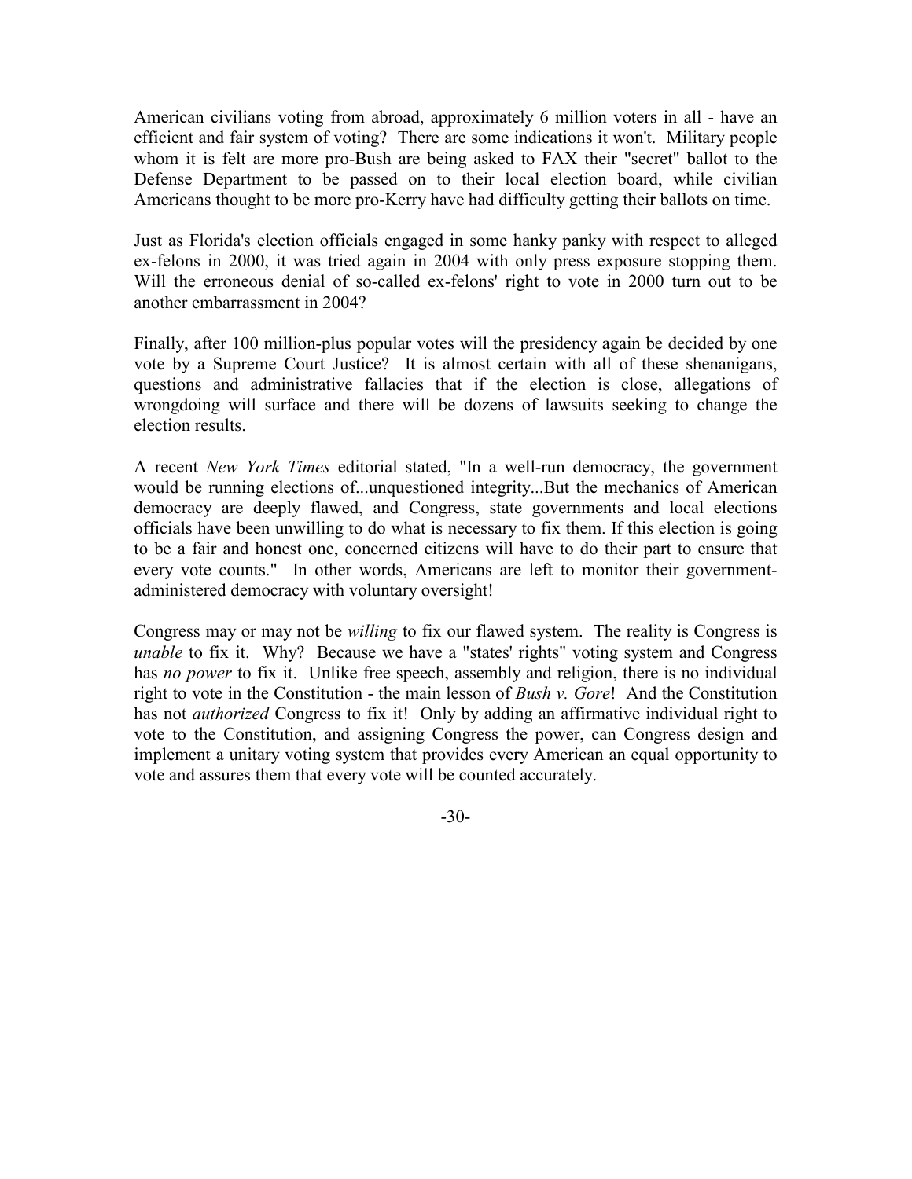American civilians voting from abroad, approximately 6 million voters in all - have an efficient and fair system of voting? There are some indications it won't. Military people whom it is felt are more pro-Bush are being asked to FAX their "secret" ballot to the Defense Department to be passed on to their local election board, while civilian Americans thought to be more pro-Kerry have had difficulty getting their ballots on time.

Just as Florida's election officials engaged in some hanky panky with respect to alleged ex-felons in 2000, it was tried again in 2004 with only press exposure stopping them. Will the erroneous denial of so-called ex-felons' right to vote in 2000 turn out to be another embarrassment in 2004?

Finally, after 100 million-plus popular votes will the presidency again be decided by one vote by a Supreme Court Justice? It is almost certain with all of these shenanigans, questions and administrative fallacies that if the election is close, allegations of wrongdoing will surface and there will be dozens of lawsuits seeking to change the election results.

A recent *New York Times* editorial stated, "In a well-run democracy, the government would be running elections of...unquestioned integrity...But the mechanics of American democracy are deeply flawed, and Congress, state governments and local elections officials have been unwilling to do what is necessary to fix them. If this election is going to be a fair and honest one, concerned citizens will have to do their part to ensure that every vote counts." In other words, Americans are left to monitor their government-administered democracy with voluntary oversight!

Congress may or may not be *willing* to fix our flawed system. The reality is Congress is *unable* to fix it. Why? Because we have a "states' rights" voting system and Congress has *no power* to fix it. Unlike free speech, assembly and religion, there is no individual right to vote in the Constitution - the main lesson of *Bush v. Gore*! And the Constitution has not *authorized* Congress to fix it! Only by adding an affirmative individual right to vote to the Constitution, and assigning Congress the power, can Congress design and implement a unitary voting system that provides every American an equal opportunity to vote and assures them that every vote will be counted accurately.

-30-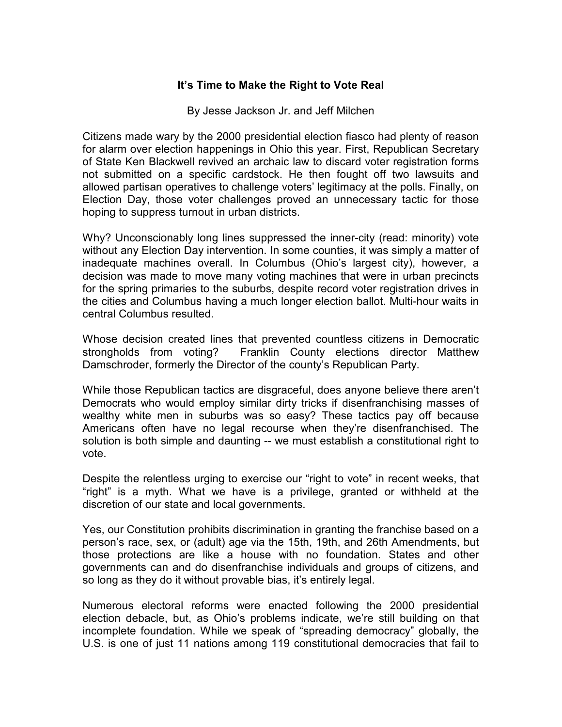## It's Time to Make the Right to Vote Real

By Jesse Jackson Jr. and Jeff Milchen

Citizens made wary by the 2000 presidential election fiasco had plenty of reason for alarm over election happenings in Ohio this year. First, Republican Secretary of State Ken Blackwell revived an archaic law to discard voter registration forms not submitted on a specific cardstock. He then fought off two lawsuits and allowed partisan operatives to challenge voters' legitimacy at the polls. Finally, on Election Day, those voter challenges proved an unnecessary tactic for those hoping to suppress turnout in urban districts.

Why? Unconscionably long lines suppressed the inner-city (read: minority) vote without any Election Day intervention. In some counties, it was simply a matter of inadequate machines overall. In Columbus (Ohio's largest city), however, a decision was made to move many voting machines that were in urban precincts for the spring primaries to the suburbs, despite record voter registration drives in the cities and Columbus having a much longer election ballot. Multi-hour waits in central Columbus resulted.

Whose decision created lines that prevented countless citizens in Democratic strongholds from voting? Franklin County elections director Matthew Damschroder, formerly the Director of the county's Republican Party.

While those Republican tactics are disgraceful, does anyone believe there aren't Democrats who would employ similar dirty tricks if disenfranchising masses of wealthy white men in suburbs was so easy? These tactics pay off because Americans often have no legal recourse when they're disenfranchised. The solution is both simple and daunting -- we must establish a constitutional right to vote.

Despite the relentless urging to exercise our "right to vote" in recent weeks, that "right" is a myth. What we have is a privilege, granted or withheld at the discretion of our state and local governments.

Yes, our Constitution prohibits discrimination in granting the franchise based on a person's race, sex, or (adult) age via the 15th, 19th, and 26th Amendments, but those protections are like a house with no foundation. States and other governments can and do disenfranchise individuals and groups of citizens, and so long as they do it without provable bias, it's entirely legal.

Numerous electoral reforms were enacted following the 2000 presidential election debacle, but, as Ohio's problems indicate, we're still building on that incomplete foundation. While we speak of "spreading democracy" globally, the U.S. is one of just 11 nations among 119 constitutional democracies that fail to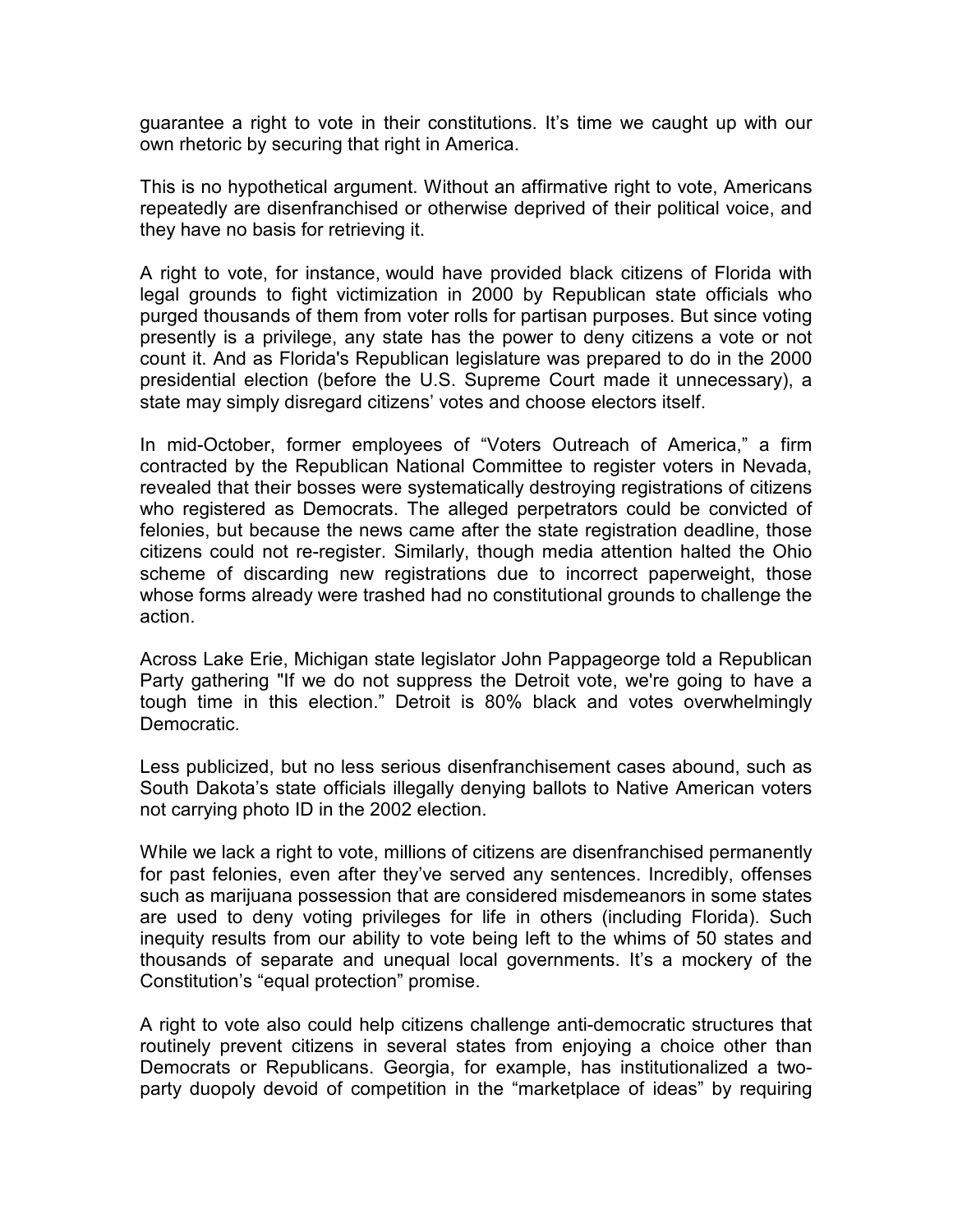guarantee a right to vote in their constitutions. It's time we caught up with our own rhetoric by securing that right in America.

This is no hypothetical argument. Without an affirmative right to vote, Americans repeatedly are disenfranchised or otherwise deprived of their political voice, and they have no basis for retrieving it.

A right to vote, for instance, would have provided black citizens of Florida with legal grounds to fight victimization in 2000 by Republican state officials who purged thousands of them from voter rolls for partisan purposes. But since voting presently is a privilege, any state has the power to deny citizens a vote or not count it. And as Florida's Republican legislature was prepared to do in the 2000 presidential election (before the U.S. Supreme Court made it unnecessary), a state may simply disregard citizens' votes and choose electors itself.

In mid-October, former employees of "Voters Outreach of America," a firm contracted by the Republican National Committee to register voters in Nevada, revealed that their bosses were systematically destroying registrations of citizens who registered as Democrats. The alleged perpetrators could be convicted of felonies, but because the news came after the state registration deadline, those citizens could not re-register. Similarly, though media attention halted the Ohio scheme of discarding new registrations due to incorrect paperweight, those whose forms already were trashed had no constitutional grounds to challenge the action.

Across Lake Erie, Michigan state legislator John Pappageorge told a Republican Party gathering "If we do not suppress the Detroit vote, we're going to have a tough time in this election." Detroit is 80% black and votes overwhelmingly Democratic.

Less publicized, but no less serious disenfranchisement cases abound, such as South Dakota's state officials illegally denying ballots to Native American voters not carrying photo ID in the 2002 election.

While we lack a right to vote, millions of citizens are disenfranchised permanently for past felonies, even after they've served any sentences. Incredibly, offenses such as marijuana possession that are considered misdemeanors in some states are used to deny voting privileges for life in others (including Florida). Such inequity results from our ability to vote being left to the whims of 50 states and thousands of separate and unequal local governments. It's a mockery of the Constitution's "equal protection" promise.

A right to vote also could help citizens challenge anti-democratic structures that routinely prevent citizens in several states from enjoying a choice other than Democrats or Republicans. Georgia, for example, has institutionalized a two-party duopoly devoid of competition in the "marketplace of ideas" by requiring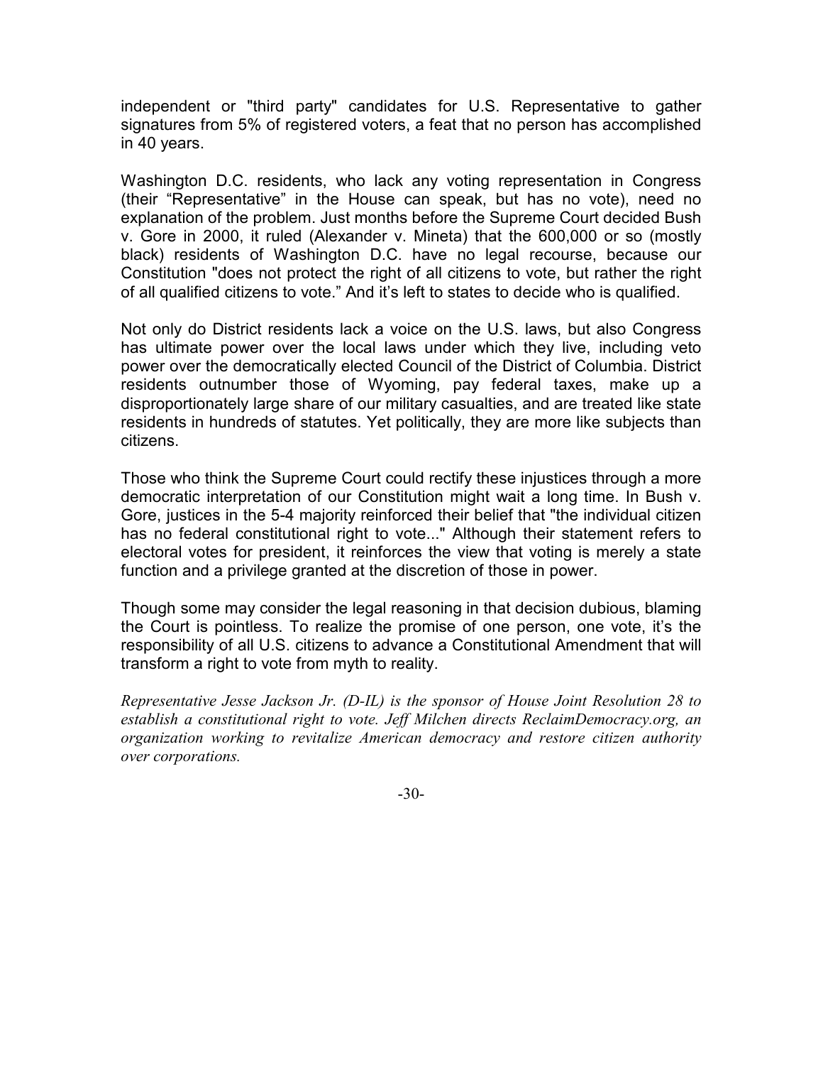independent or "third party" candidates for U.S. Representative to gather signatures from 5% of registered voters, a feat that no person has accomplished in 40 years.

Washington D.C. residents, who lack any voting representation in Congress (their “Representative” in the House can speak, but has no vote), need no explanation of the problem. Just months before the Supreme Court decided Bush v. Gore in 2000, it ruled (Alexander v. Mineta) that the 600,000 or so (mostly black) residents of Washington D.C. have no legal recourse, because our Constitution "does not protect the right of all citizens to vote, but rather the right of all qualified citizens to vote.” And it’s left to states to decide who is qualified.

Not only do District residents lack a voice on the U.S. laws, but also Congress has ultimate power over the local laws under which they live, including veto power over the democratically elected Council of the District of Columbia. District residents outnumber those of Wyoming, pay federal taxes, make up a disproportionately large share of our military casualties, and are treated like state residents in hundreds of statutes. Yet politically, they are more like subjects than citizens.

Those who think the Supreme Court could rectify these injustices through a more democratic interpretation of our Constitution might wait a long time. In Bush v. Gore, justices in the 5-4 majority reinforced their belief that "the individual citizen has no federal constitutional right to vote..." Although their statement refers to electoral votes for president, it reinforces the view that voting is merely a state function and a privilege granted at the discretion of those in power.

Though some may consider the legal reasoning in that decision dubious, blaming the Court is pointless. To realize the promise of one person, one vote, it’s the responsibility of all U.S. citizens to advance a Constitutional Amendment that will transform a right to vote from myth to reality.

*Representative Jesse Jackson Jr. (D-IL) is the sponsor of House Joint Resolution 28 to establish a constitutional right to vote. Jeff Milchen directs ReclaimDemocracy.org, an organization working to revitalize American democracy and restore citizen authority over corporations.*

-30-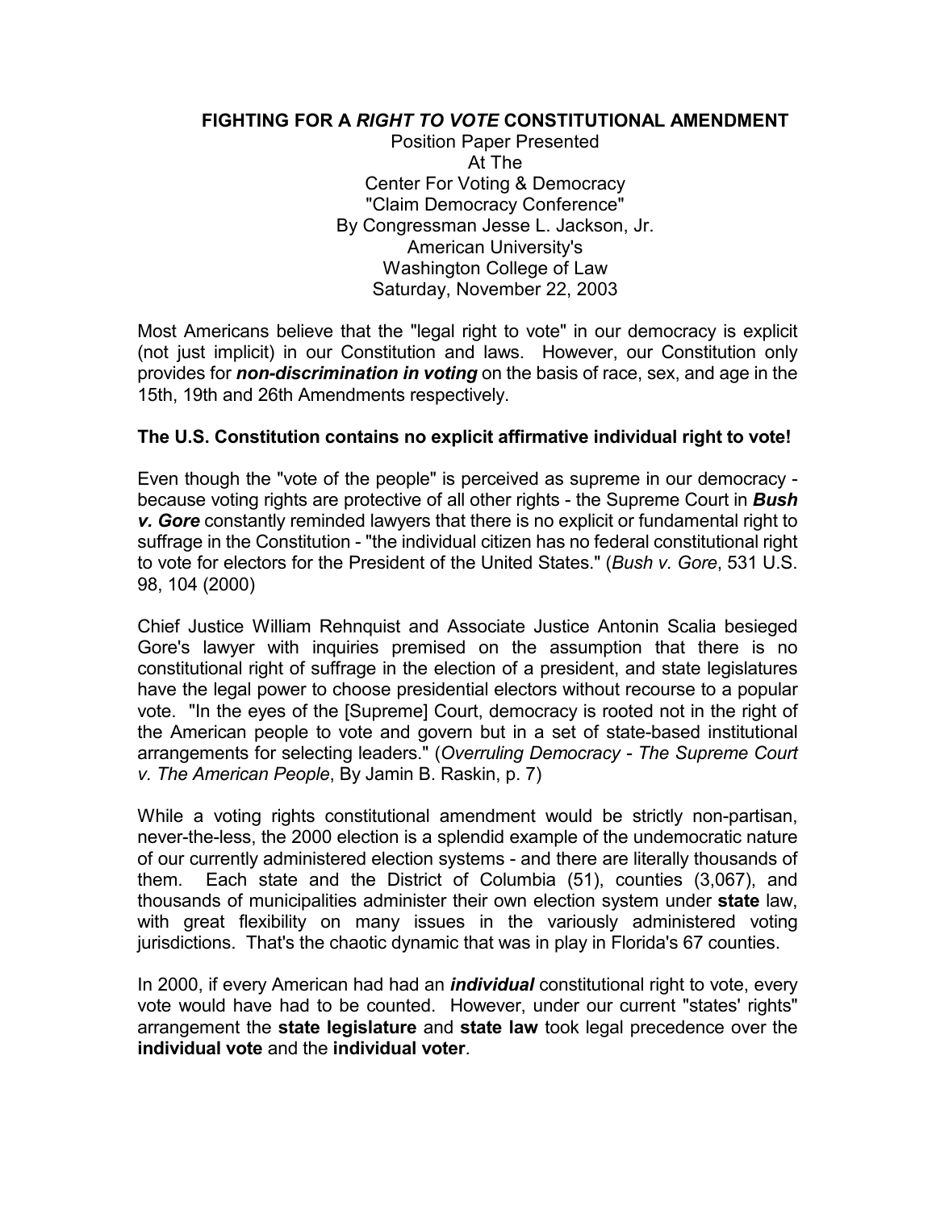**FIGHTING FOR A *RIGHT TO VOTE* CONSTITUTIONAL AMENDMENT**

Position Paper Presented
At The
Center For Voting & Democracy
"Claim Democracy Conference"
By Congressman Jesse L. Jackson, Jr.
American University's
Washington College of Law
Saturday, November 22, 2003

Most Americans believe that the "legal right to vote" in our democracy is explicit (not just implicit) in our Constitution and laws. However, our Constitution only provides for ***non-discrimination in voting*** on the basis of race, sex, and age in the 15th, 19th and 26th Amendments respectively.

**The U.S. Constitution contains no explicit affirmative individual right to vote!**

Even though the "vote of the people" is perceived as supreme in our democracy - because voting rights are protective of all other rights - the Supreme Court in ***Bush v. Gore*** constantly reminded lawyers that there is no explicit or fundamental right to suffrage in the Constitution - "the individual citizen has no federal constitutional right to vote for electors for the President of the United States." (*Bush v. Gore*, 531 U.S. 98, 104 (2000)

Chief Justice William Rehnquist and Associate Justice Antonin Scalia besieged Gore's lawyer with inquiries premised on the assumption that there is no constitutional right of suffrage in the election of a president, and state legislatures have the legal power to choose presidential electors without recourse to a popular vote. "In the eyes of the [Supreme] Court, democracy is rooted not in the right of the American people to vote and govern but in a set of state-based institutional arrangements for selecting leaders." (*Overruling Democracy - The Supreme Court v. The American People*, By Jamin B. Raskin, p. 7)

While a voting rights constitutional amendment would be strictly non-partisan, never-the-less, the 2000 election is a splendid example of the undemocratic nature of our currently administered election systems - and there are literally thousands of them. Each state and the District of Columbia (51), counties (3,067), and thousands of municipalities administer their own election system under **state** law, with great flexibility on many issues in the variously administered voting jurisdictions. That's the chaotic dynamic that was in play in Florida's 67 counties.

In 2000, if every American had had an ***individual*** constitutional right to vote, every vote would have had to be counted. However, under our current "states' rights" arrangement the **state legislature** and **state law** took legal precedence over the **individual vote** and the **individual voter**.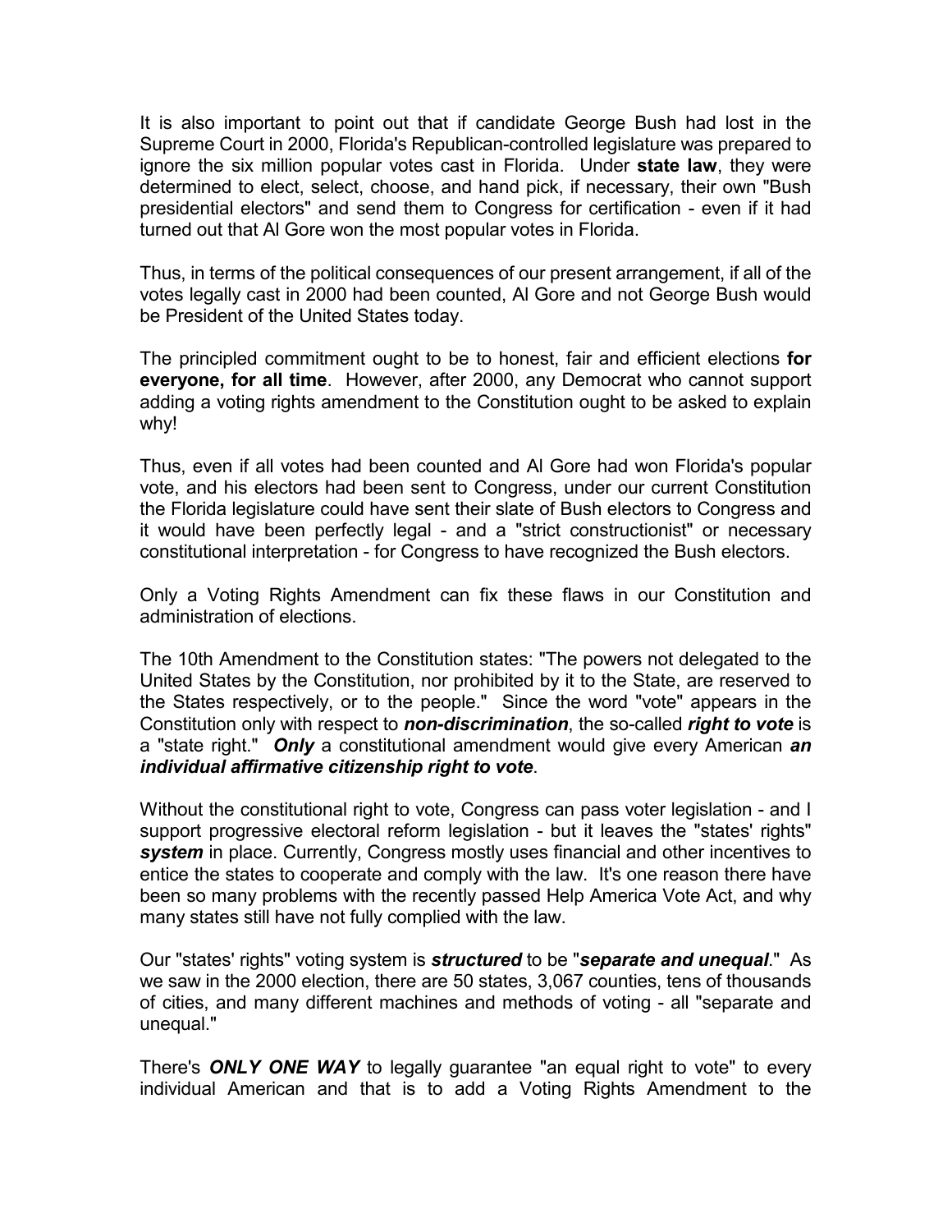It is also important to point out that if candidate George Bush had lost in the Supreme Court in 2000, Florida's Republican-controlled legislature was prepared to ignore the six million popular votes cast in Florida. Under **state law**, they were determined to elect, select, choose, and hand pick, if necessary, their own "Bush presidential electors" and send them to Congress for certification - even if it had turned out that Al Gore won the most popular votes in Florida.

Thus, in terms of the political consequences of our present arrangement, if all of the votes legally cast in 2000 had been counted, Al Gore and not George Bush would be President of the United States today.

The principled commitment ought to be to honest, fair and efficient elections **for everyone, for all time**. However, after 2000, any Democrat who cannot support adding a voting rights amendment to the Constitution ought to be asked to explain why!

Thus, even if all votes had been counted and Al Gore had won Florida's popular vote, and his electors had been sent to Congress, under our current Constitution the Florida legislature could have sent their slate of Bush electors to Congress and it would have been perfectly legal - and a "strict constructionist" or necessary constitutional interpretation - for Congress to have recognized the Bush electors.

Only a Voting Rights Amendment can fix these flaws in our Constitution and administration of elections.

The 10th Amendment to the Constitution states: "The powers not delegated to the United States by the Constitution, nor prohibited by it to the State, are reserved to the States respectively, or to the people." Since the word "vote" appears in the Constitution only with respect to ***non-discrimination***, the so-called ***right to vote*** is a "state right." ***Only*** a constitutional amendment would give every American ***an individual affirmative citizenship right to vote***.

Without the constitutional right to vote, Congress can pass voter legislation - and I support progressive electoral reform legislation - but it leaves the "states' rights" ***system*** in place. Currently, Congress mostly uses financial and other incentives to entice the states to cooperate and comply with the law. It's one reason there have been so many problems with the recently passed Help America Vote Act, and why many states still have not fully complied with the law.

Our "states' rights" voting system is ***structured*** to be "***separate and unequal***." As we saw in the 2000 election, there are 50 states, 3,067 counties, tens of thousands of cities, and many different machines and methods of voting - all "separate and unequal."

There's ***ONLY ONE WAY*** to legally guarantee "an equal right to vote" to every individual American and that is to add a Voting Rights Amendment to the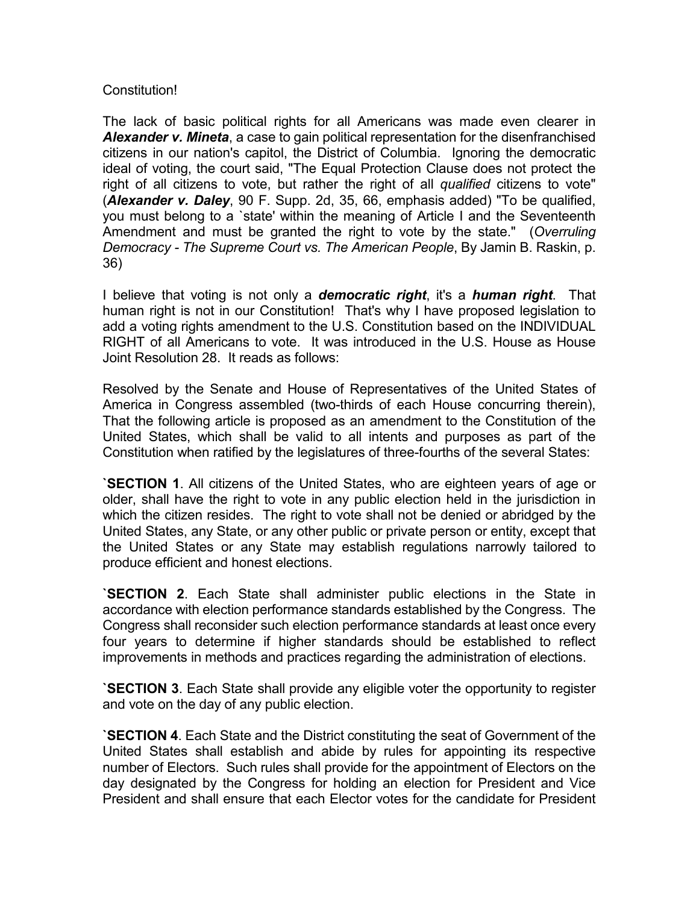Constitution!

The lack of basic political rights for all Americans was made even clearer in ***Alexander v. Mineta***, a case to gain political representation for the disenfranchised citizens in our nation's capitol, the District of Columbia. Ignoring the democratic ideal of voting, the court said, "The Equal Protection Clause does not protect the right of all citizens to vote, but rather the right of all *qualified* citizens to vote" (***Alexander v. Daley***, 90 F. Supp. 2d, 35, 66, emphasis added) "To be qualified, you must belong to a `state' within the meaning of Article I and the Seventeenth Amendment and must be granted the right to vote by the state." (*Overruling Democracy - The Supreme Court vs. The American People*, By Jamin B. Raskin, p. 36)

I believe that voting is not only a ***democratic right***, it's a ***human right***. That human right is not in our Constitution! That's why I have proposed legislation to add a voting rights amendment to the U.S. Constitution based on the INDIVIDUAL RIGHT of all Americans to vote. It was introduced in the U.S. House as House Joint Resolution 28. It reads as follows:

Resolved by the Senate and House of Representatives of the United States of America in Congress assembled (two-thirds of each House concurring therein), That the following article is proposed as an amendment to the Constitution of the United States, which shall be valid to all intents and purposes as part of the Constitution when ratified by the legislatures of three-fourths of the several States:

**`SECTION 1**. All citizens of the United States, who are eighteen years of age or older, shall have the right to vote in any public election held in the jurisdiction in which the citizen resides. The right to vote shall not be denied or abridged by the United States, any State, or any other public or private person or entity, except that the United States or any State may establish regulations narrowly tailored to produce efficient and honest elections.

**`SECTION 2**. Each State shall administer public elections in the State in accordance with election performance standards established by the Congress. The Congress shall reconsider such election performance standards at least once every four years to determine if higher standards should be established to reflect improvements in methods and practices regarding the administration of elections.

**`SECTION 3**. Each State shall provide any eligible voter the opportunity to register and vote on the day of any public election.

**`SECTION 4**. Each State and the District constituting the seat of Government of the United States shall establish and abide by rules for appointing its respective number of Electors. Such rules shall provide for the appointment of Electors on the day designated by the Congress for holding an election for President and Vice President and shall ensure that each Elector votes for the candidate for President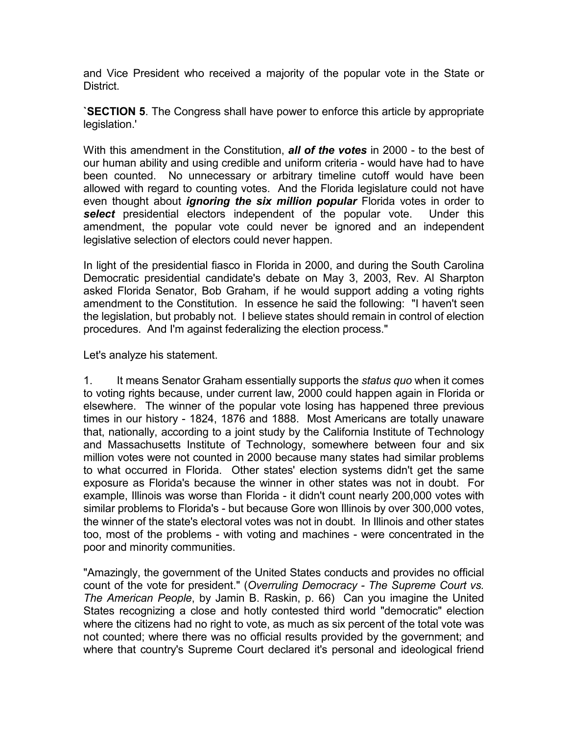and Vice President who received a majority of the popular vote in the State or District.

`**SECTION 5**. The Congress shall have power to enforce this article by appropriate legislation.'

With this amendment in the Constitution, ***all of the votes*** in 2000 - to the best of our human ability and using credible and uniform criteria - would have had to have been counted. No unnecessary or arbitrary timeline cutoff would have been allowed with regard to counting votes. And the Florida legislature could not have even thought about ***ignoring the six million popular*** Florida votes in order to ***select*** presidential electors independent of the popular vote. Under this amendment, the popular vote could never be ignored and an independent legislative selection of electors could never happen.

In light of the presidential fiasco in Florida in 2000, and during the South Carolina Democratic presidential candidate's debate on May 3, 2003, Rev. Al Sharpton asked Florida Senator, Bob Graham, if he would support adding a voting rights amendment to the Constitution. In essence he said the following: "I haven't seen the legislation, but probably not. I believe states should remain in control of election procedures. And I'm against federalizing the election process."

Let's analyze his statement.

1. It means Senator Graham essentially supports the *status quo* when it comes to voting rights because, under current law, 2000 could happen again in Florida or elsewhere. The winner of the popular vote losing has happened three previous times in our history - 1824, 1876 and 1888. Most Americans are totally unaware that, nationally, according to a joint study by the California Institute of Technology and Massachusetts Institute of Technology, somewhere between four and six million votes were not counted in 2000 because many states had similar problems to what occurred in Florida. Other states' election systems didn't get the same exposure as Florida's because the winner in other states was not in doubt. For example, Illinois was worse than Florida - it didn't count nearly 200,000 votes with similar problems to Florida's - but because Gore won Illinois by over 300,000 votes, the winner of the state's electoral votes was not in doubt. In Illinois and other states too, most of the problems - with voting and machines - were concentrated in the poor and minority communities.

"Amazingly, the government of the United States conducts and provides no official count of the vote for president." (*Overruling Democracy - The Supreme Court vs. The American People*, by Jamin B. Raskin, p. 66) Can you imagine the United States recognizing a close and hotly contested third world "democratic" election where the citizens had no right to vote, as much as six percent of the total vote was not counted; where there was no official results provided by the government; and where that country's Supreme Court declared it's personal and ideological friend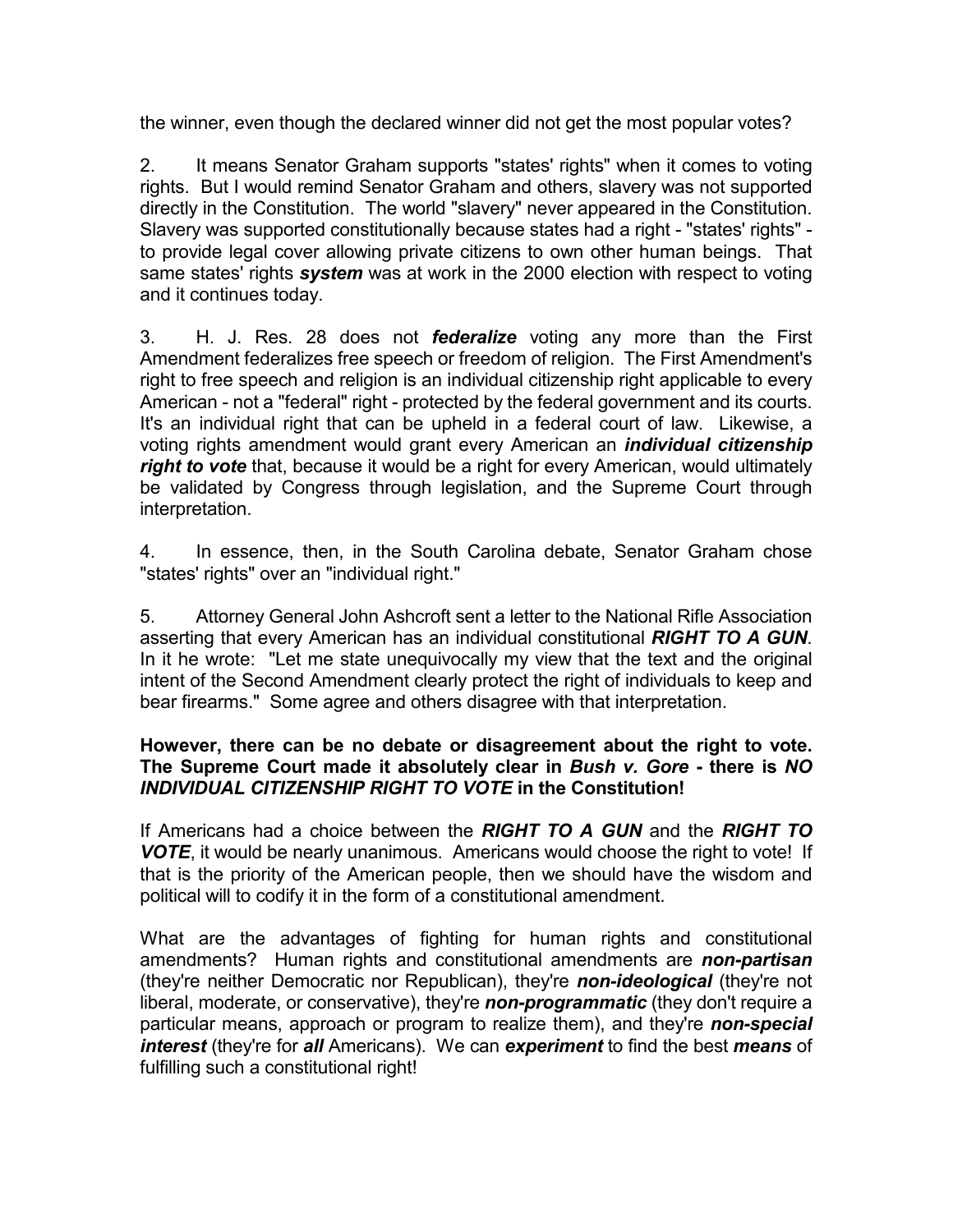the winner, even though the declared winner did not get the most popular votes?

2. It means Senator Graham supports "states' rights" when it comes to voting rights. But I would remind Senator Graham and others, slavery was not supported directly in the Constitution. The world "slavery" never appeared in the Constitution. Slavery was supported constitutionally because states had a right - "states' rights" - to provide legal cover allowing private citizens to own other human beings. That same states' rights ***system*** was at work in the 2000 election with respect to voting and it continues today.

3. H. J. Res. 28 does not ***federalize*** voting any more than the First Amendment federalizes free speech or freedom of religion. The First Amendment's right to free speech and religion is an individual citizenship right applicable to every American - not a "federal" right - protected by the federal government and its courts. It's an individual right that can be upheld in a federal court of law. Likewise, a voting rights amendment would grant every American an ***individual citizenship right to vote*** that, because it would be a right for every American, would ultimately be validated by Congress through legislation, and the Supreme Court through interpretation.

4. In essence, then, in the South Carolina debate, Senator Graham chose "states' rights" over an "individual right."

5. Attorney General John Ashcroft sent a letter to the National Rifle Association asserting that every American has an individual constitutional ***RIGHT TO A GUN***. In it he wrote: "Let me state unequivocally my view that the text and the original intent of the Second Amendment clearly protect the right of individuals to keep and bear firearms." Some agree and others disagree with that interpretation.

**However, there can be no debate or disagreement about the right to vote. The Supreme Court made it absolutely clear in *Bush v. Gore* - there is *NO INDIVIDUAL CITIZENSHIP RIGHT TO VOTE* in the Constitution!**

If Americans had a choice between the ***RIGHT TO A GUN*** and the ***RIGHT TO VOTE***, it would be nearly unanimous. Americans would choose the right to vote! If that is the priority of the American people, then we should have the wisdom and political will to codify it in the form of a constitutional amendment.

What are the advantages of fighting for human rights and constitutional amendments? Human rights and constitutional amendments are ***non-partisan*** (they're neither Democratic nor Republican), they're ***non-ideological*** (they're not liberal, moderate, or conservative), they're ***non-programmatic*** (they don't require a particular means, approach or program to realize them), and they're ***non-special interest*** (they're for ***all*** Americans). We can ***experiment*** to find the best ***means*** of fulfilling such a constitutional right!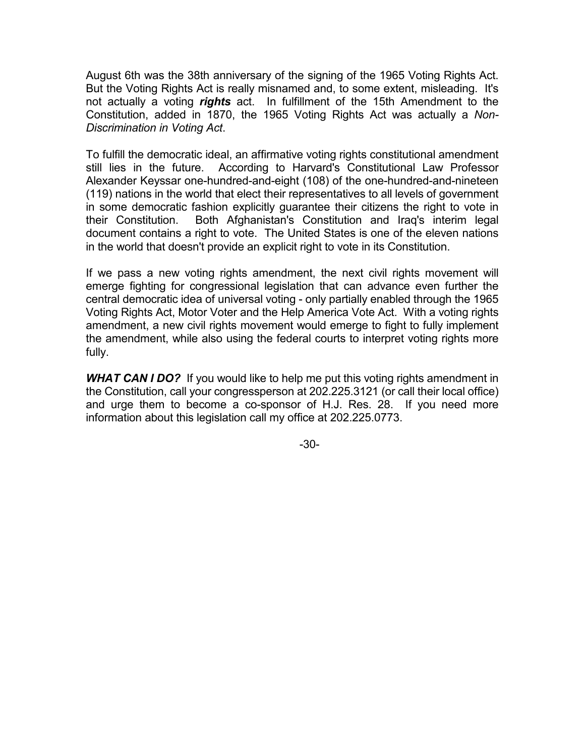August 6th was the 38th anniversary of the signing of the 1965 Voting Rights Act. But the Voting Rights Act is really misnamed and, to some extent, misleading. It's not actually a voting ***rights*** act. In fulfillment of the 15th Amendment to the Constitution, added in 1870, the 1965 Voting Rights Act was actually a *Non-Discrimination in Voting Act*.

To fulfill the democratic ideal, an affirmative voting rights constitutional amendment still lies in the future. According to Harvard's Constitutional Law Professor Alexander Keyssar one-hundred-and-eight (108) of the one-hundred-and-nineteen (119) nations in the world that elect their representatives to all levels of government in some democratic fashion explicitly guarantee their citizens the right to vote in their Constitution. Both Afghanistan's Constitution and Iraq's interim legal document contains a right to vote. The United States is one of the eleven nations in the world that doesn't provide an explicit right to vote in its Constitution.

If we pass a new voting rights amendment, the next civil rights movement will emerge fighting for congressional legislation that can advance even further the central democratic idea of universal voting - only partially enabled through the 1965 Voting Rights Act, Motor Voter and the Help America Vote Act. With a voting rights amendment, a new civil rights movement would emerge to fight to fully implement the amendment, while also using the federal courts to interpret voting rights more fully.

***WHAT CAN I DO?*** If you would like to help me put this voting rights amendment in the Constitution, call your congressperson at 202.225.3121 (or call their local office) and urge them to become a co-sponsor of H.J. Res. 28. If you need more information about this legislation call my office at 202.225.0773.

-30-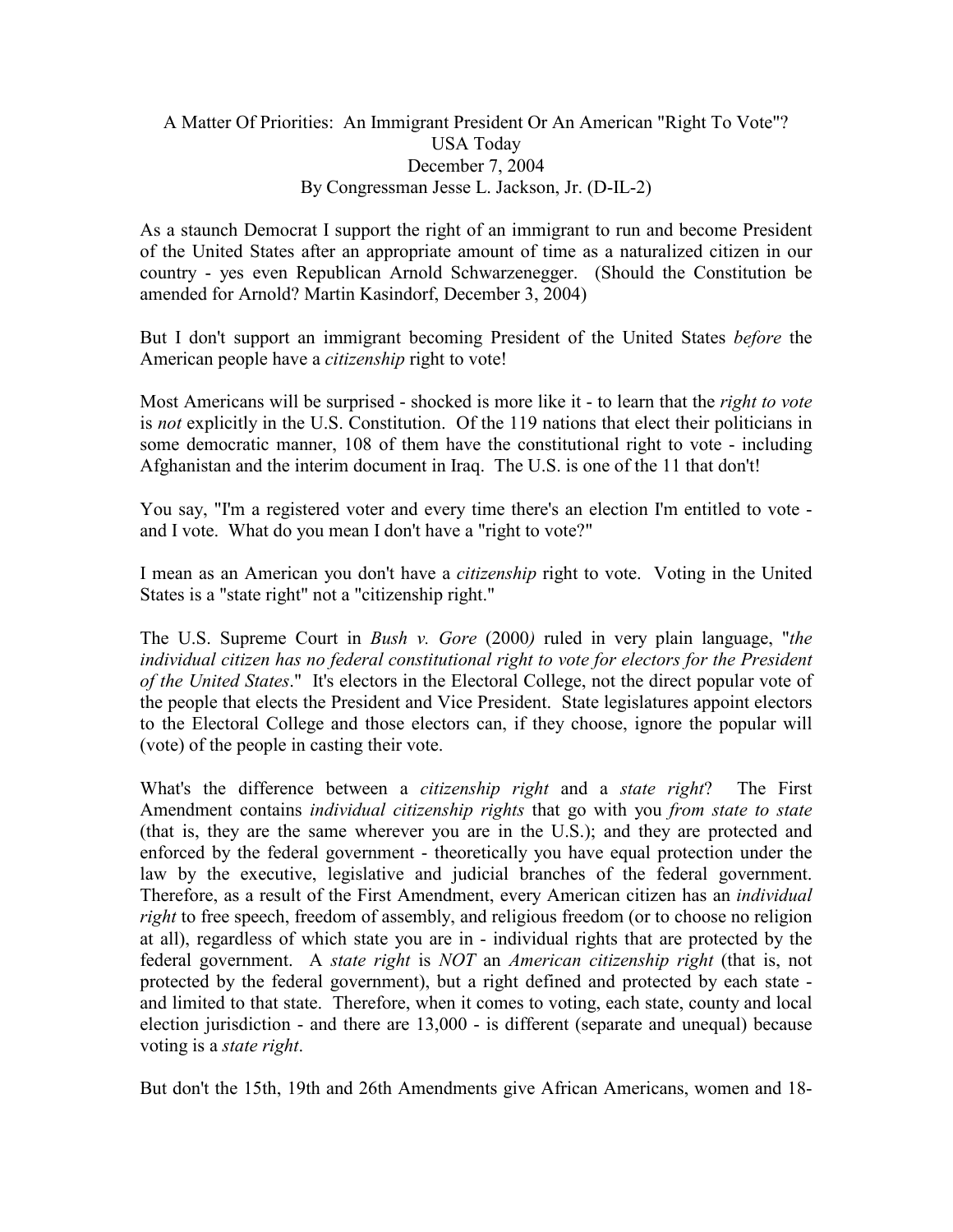A Matter Of Priorities: An Immigrant President Or An American "Right To Vote"?
USA Today
December 7, 2004
By Congressman Jesse L. Jackson, Jr. (D-IL-2)

As a staunch Democrat I support the right of an immigrant to run and become President of the United States after an appropriate amount of time as a naturalized citizen in our country - yes even Republican Arnold Schwarzenegger. (Should the Constitution be amended for Arnold? Martin Kasindorf, December 3, 2004)

But I don't support an immigrant becoming President of the United States *before* the American people have a *citizenship* right to vote!

Most Americans will be surprised - shocked is more like it - to learn that the *right to vote* is *not* explicitly in the U.S. Constitution. Of the 119 nations that elect their politicians in some democratic manner, 108 of them have the constitutional right to vote - including Afghanistan and the interim document in Iraq. The U.S. is one of the 11 that don't!

You say, "I'm a registered voter and every time there's an election I'm entitled to vote - and I vote. What do you mean I don't have a "right to vote?"

I mean as an American you don't have a *citizenship* right to vote. Voting in the United States is a "state right" not a "citizenship right."

The U.S. Supreme Court in *Bush v. Gore* (2000) ruled in very plain language, "*the individual citizen has no federal constitutional right to vote for electors for the President of the United States*." It's electors in the Electoral College, not the direct popular vote of the people that elects the President and Vice President. State legislatures appoint electors to the Electoral College and those electors can, if they choose, ignore the popular will (vote) of the people in casting their vote.

What's the difference between a *citizenship right* and a *state right*? The First Amendment contains *individual citizenship rights* that go with you *from state to state* (that is, they are the same wherever you are in the U.S.); and they are protected and enforced by the federal government - theoretically you have equal protection under the law by the executive, legislative and judicial branches of the federal government. Therefore, as a result of the First Amendment, every American citizen has an *individual right* to free speech, freedom of assembly, and religious freedom (or to choose no religion at all), regardless of which state you are in - individual rights that are protected by the federal government. A *state right* is *NOT* an *American citizenship right* (that is, not protected by the federal government), but a right defined and protected by each state - and limited to that state. Therefore, when it comes to voting, each state, county and local election jurisdiction - and there are 13,000 - is different (separate and unequal) because voting is a *state right*.

But don't the 15th, 19th and 26th Amendments give African Americans, women and 18-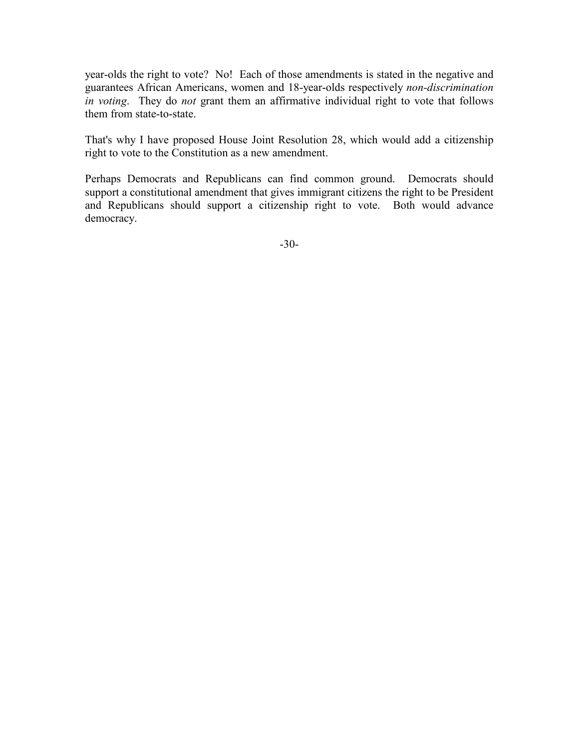year-olds the right to vote? No! Each of those amendments is stated in the negative and guarantees African Americans, women and 18-year-olds respectively *non-discrimination in voting*. They do *not* grant them an affirmative individual right to vote that follows them from state-to-state.

That's why I have proposed House Joint Resolution 28, which would add a citizenship right to vote to the Constitution as a new amendment.

Perhaps Democrats and Republicans can find common ground. Democrats should support a constitutional amendment that gives immigrant citizens the right to be President and Republicans should support a citizenship right to vote. Both would advance democracy.

-30-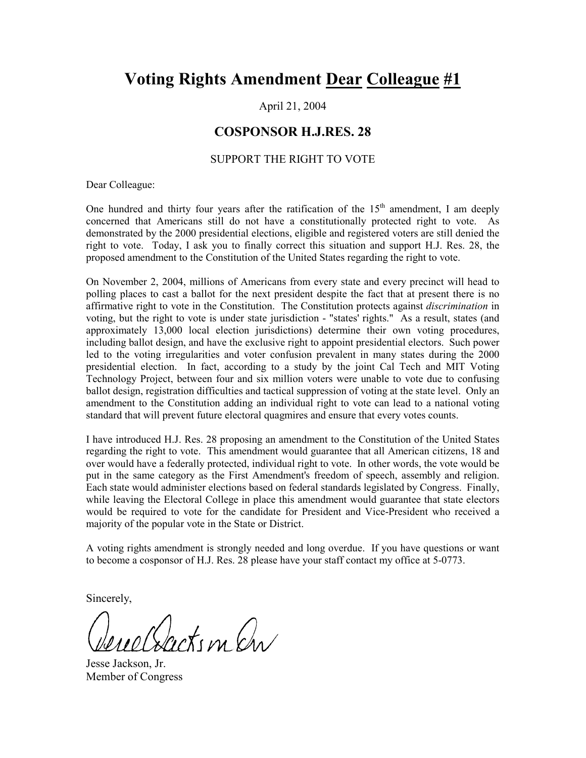# Voting Rights Amendment Dear Colleague #1

April 21, 2004

## COSPONSOR H.J.RES. 28

SUPPORT THE RIGHT TO VOTE

Dear Colleague:

One hundred and thirty four years after the ratification of the 15th amendment, I am deeply concerned that Americans still do not have a constitutionally protected right to vote. As demonstrated by the 2000 presidential elections, eligible and registered voters are still denied the right to vote. Today, I ask you to finally correct this situation and support H.J. Res. 28, the proposed amendment to the Constitution of the United States regarding the right to vote.

On November 2, 2004, millions of Americans from every state and every precinct will head to polling places to cast a ballot for the next president despite the fact that at present there is no affirmative right to vote in the Constitution. The Constitution protects against *discrimination* in voting, but the right to vote is under state jurisdiction - "states' rights." As a result, states (and approximately 13,000 local election jurisdictions) determine their own voting procedures, including ballot design, and have the exclusive right to appoint presidential electors. Such power led to the voting irregularities and voter confusion prevalent in many states during the 2000 presidential election. In fact, according to a study by the joint Cal Tech and MIT Voting Technology Project, between four and six million voters were unable to vote due to confusing ballot design, registration difficulties and tactical suppression of voting at the state level. Only an amendment to the Constitution adding an individual right to vote can lead to a national voting standard that will prevent future electoral quagmires and ensure that every votes counts.

I have introduced H.J. Res. 28 proposing an amendment to the Constitution of the United States regarding the right to vote. This amendment would guarantee that all American citizens, 18 and over would have a federally protected, individual right to vote. In other words, the vote would be put in the same category as the First Amendment's freedom of speech, assembly and religion. Each state would administer elections based on federal standards legislated by Congress. Finally, while leaving the Electoral College in place this amendment would guarantee that state electors would be required to vote for the candidate for President and Vice-President who received a majority of the popular vote in the State or District.

A voting rights amendment is strongly needed and long overdue. If you have questions or want to become a cosponsor of H.J. Res. 28 please have your staff contact my office at 5-0773.

Sincerely,

Jesse Jackson, Jr.
Member of Congress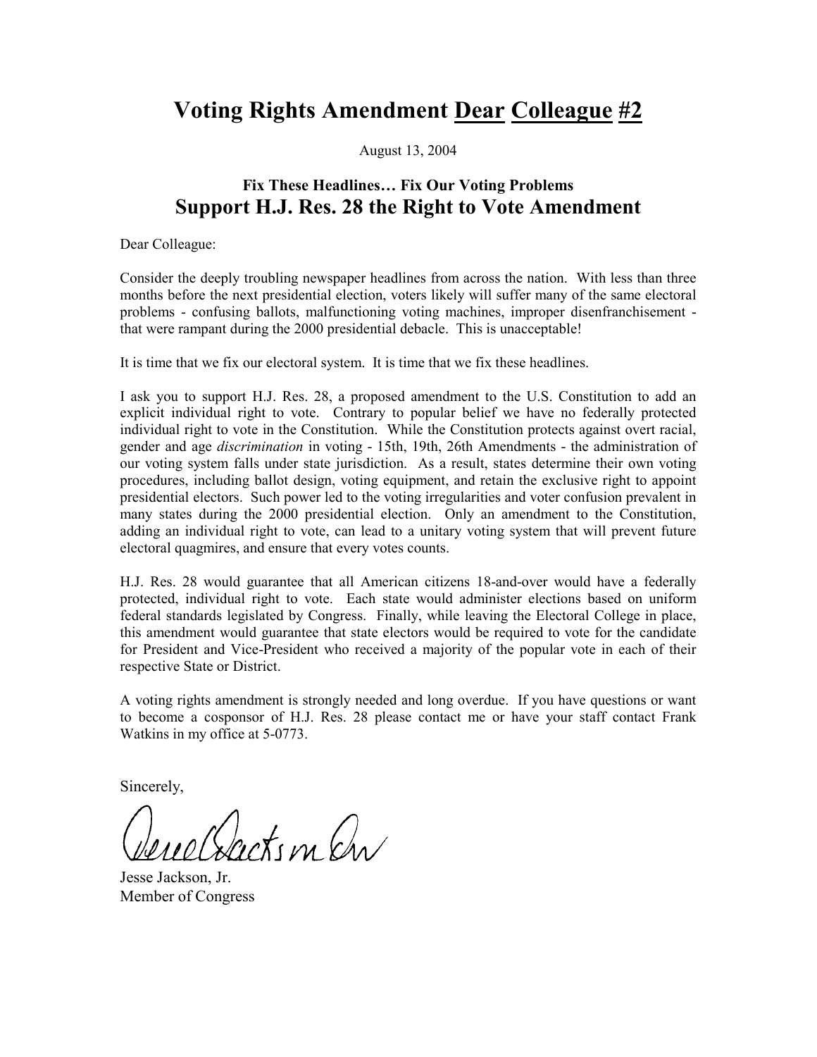# Voting Rights Amendment Dear Colleague #2

August 13, 2004

### Fix These Headlines… Fix Our Voting Problems

## Support H.J. Res. 28 the Right to Vote Amendment

Dear Colleague:

Consider the deeply troubling newspaper headlines from across the nation. With less than three months before the next presidential election, voters likely will suffer many of the same electoral problems - confusing ballots, malfunctioning voting machines, improper disenfranchisement - that were rampant during the 2000 presidential debacle. This is unacceptable!

It is time that we fix our electoral system. It is time that we fix these headlines.

I ask you to support H.J. Res. 28, a proposed amendment to the U.S. Constitution to add an explicit individual right to vote. Contrary to popular belief we have no federally protected individual right to vote in the Constitution. While the Constitution protects against overt racial, gender and age *discrimination* in voting - 15th, 19th, 26th Amendments - the administration of our voting system falls under state jurisdiction. As a result, states determine their own voting procedures, including ballot design, voting equipment, and retain the exclusive right to appoint presidential electors. Such power led to the voting irregularities and voter confusion prevalent in many states during the 2000 presidential election. Only an amendment to the Constitution, adding an individual right to vote, can lead to a unitary voting system that will prevent future electoral quagmires, and ensure that every votes counts.

H.J. Res. 28 would guarantee that all American citizens 18-and-over would have a federally protected, individual right to vote. Each state would administer elections based on uniform federal standards legislated by Congress. Finally, while leaving the Electoral College in place, this amendment would guarantee that state electors would be required to vote for the candidate for President and Vice-President who received a majority of the popular vote in each of their respective State or District.

A voting rights amendment is strongly needed and long overdue. If you have questions or want to become a cosponsor of H.J. Res. 28 please contact me or have your staff contact Frank Watkins in my office at 5-0773.

Sincerely,

Jesse Jackson, Jr.
Member of Congress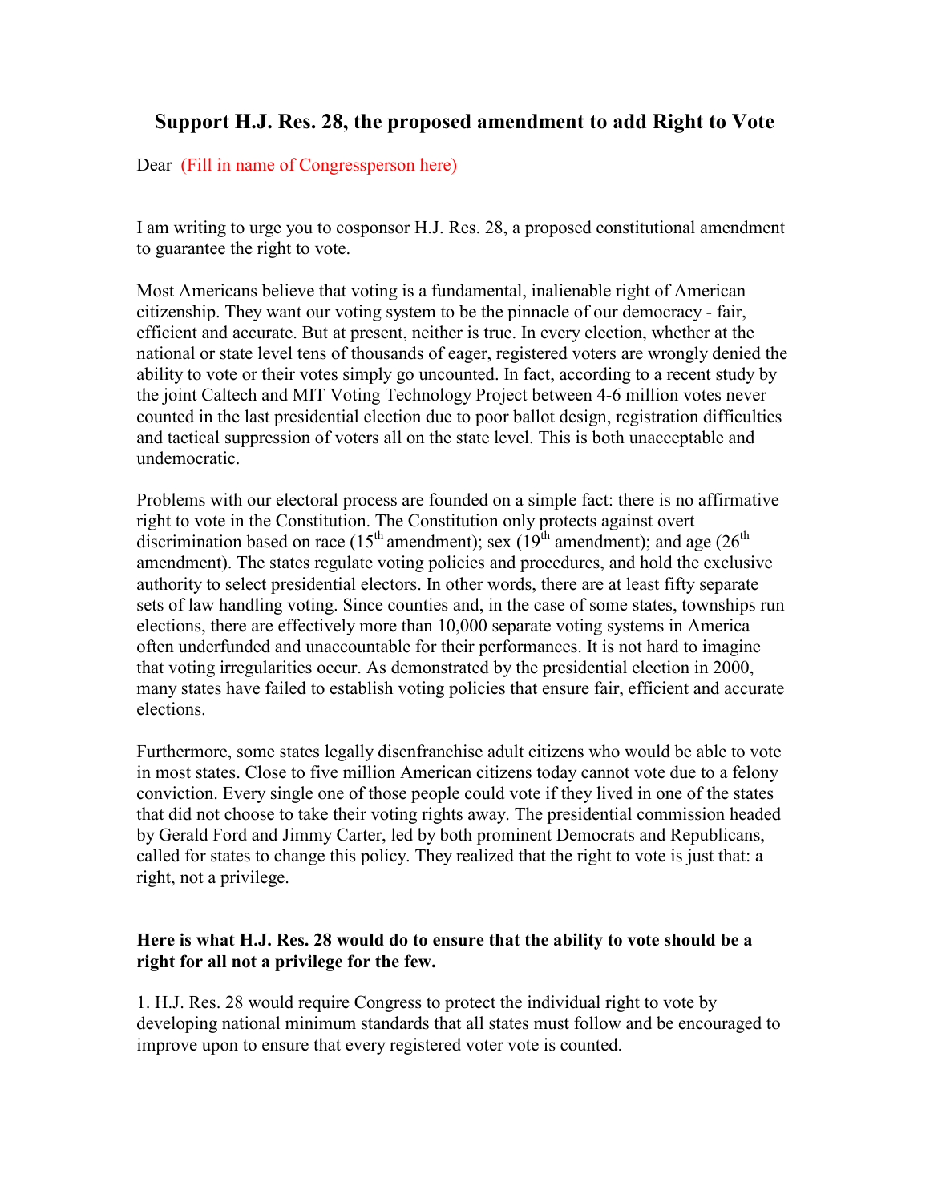## Support H.J. Res. 28, the proposed amendment to add Right to Vote

Dear (Fill in name of Congressperson here)

I am writing to urge you to cosponsor H.J. Res. 28, a proposed constitutional amendment to guarantee the right to vote.

Most Americans believe that voting is a fundamental, inalienable right of American citizenship. They want our voting system to be the pinnacle of our democracy - fair, efficient and accurate. But at present, neither is true. In every election, whether at the national or state level tens of thousands of eager, registered voters are wrongly denied the ability to vote or their votes simply go uncounted. In fact, according to a recent study by the joint Caltech and MIT Voting Technology Project between 4-6 million votes never counted in the last presidential election due to poor ballot design, registration difficulties and tactical suppression of voters all on the state level. This is both unacceptable and undemocratic.

Problems with our electoral process are founded on a simple fact: there is no affirmative right to vote in the Constitution. The Constitution only protects against overt discrimination based on race (15th amendment); sex (19th amendment); and age (26th amendment). The states regulate voting policies and procedures, and hold the exclusive authority to select presidential electors. In other words, there are at least fifty separate sets of law handling voting. Since counties and, in the case of some states, townships run elections, there are effectively more than 10,000 separate voting systems in America – often underfunded and unaccountable for their performances. It is not hard to imagine that voting irregularities occur. As demonstrated by the presidential election in 2000, many states have failed to establish voting policies that ensure fair, efficient and accurate elections.

Furthermore, some states legally disenfranchise adult citizens who would be able to vote in most states. Close to five million American citizens today cannot vote due to a felony conviction. Every single one of those people could vote if they lived in one of the states that did not choose to take their voting rights away. The presidential commission headed by Gerald Ford and Jimmy Carter, led by both prominent Democrats and Republicans, called for states to change this policy. They realized that the right to vote is just that: a right, not a privilege.

**Here is what H.J. Res. 28 would do to ensure that the ability to vote should be a right for all not a privilege for the few.**

1. H.J. Res. 28 would require Congress to protect the individual right to vote by developing national minimum standards that all states must follow and be encouraged to improve upon to ensure that every registered voter vote is counted.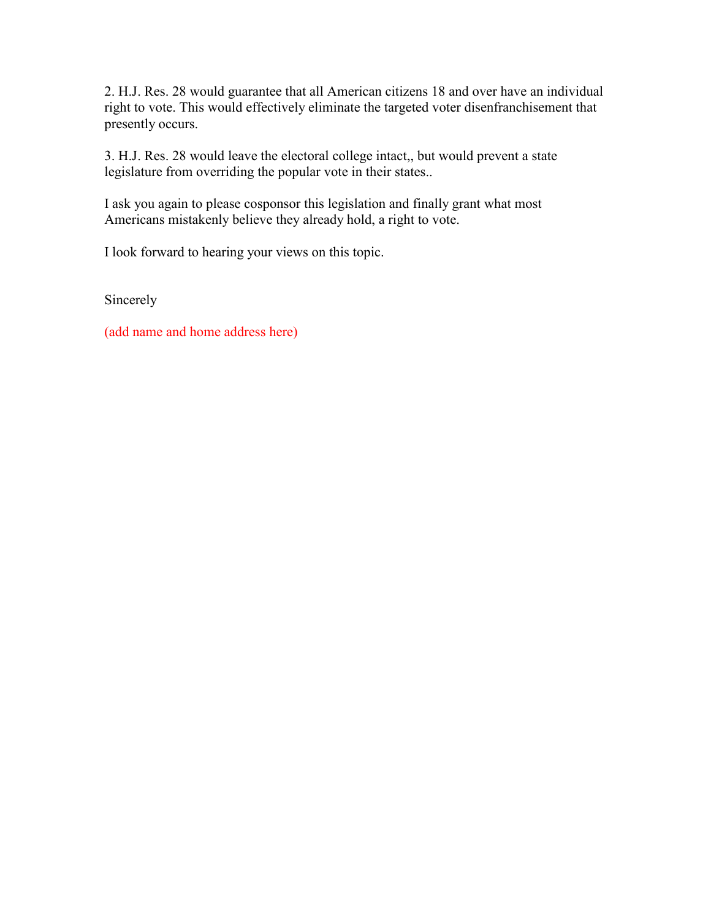2. H.J. Res. 28 would guarantee that all American citizens 18 and over have an individual right to vote. This would effectively eliminate the targeted voter disenfranchisement that presently occurs.

3. H.J. Res. 28 would leave the electoral college intact,, but would prevent a state legislature from overriding the popular vote in their states..

I ask you again to please cosponsor this legislation and finally grant what most Americans mistakenly believe they already hold, a right to vote.

I look forward to hearing your views on this topic.

Sincerely

(add name and home address here)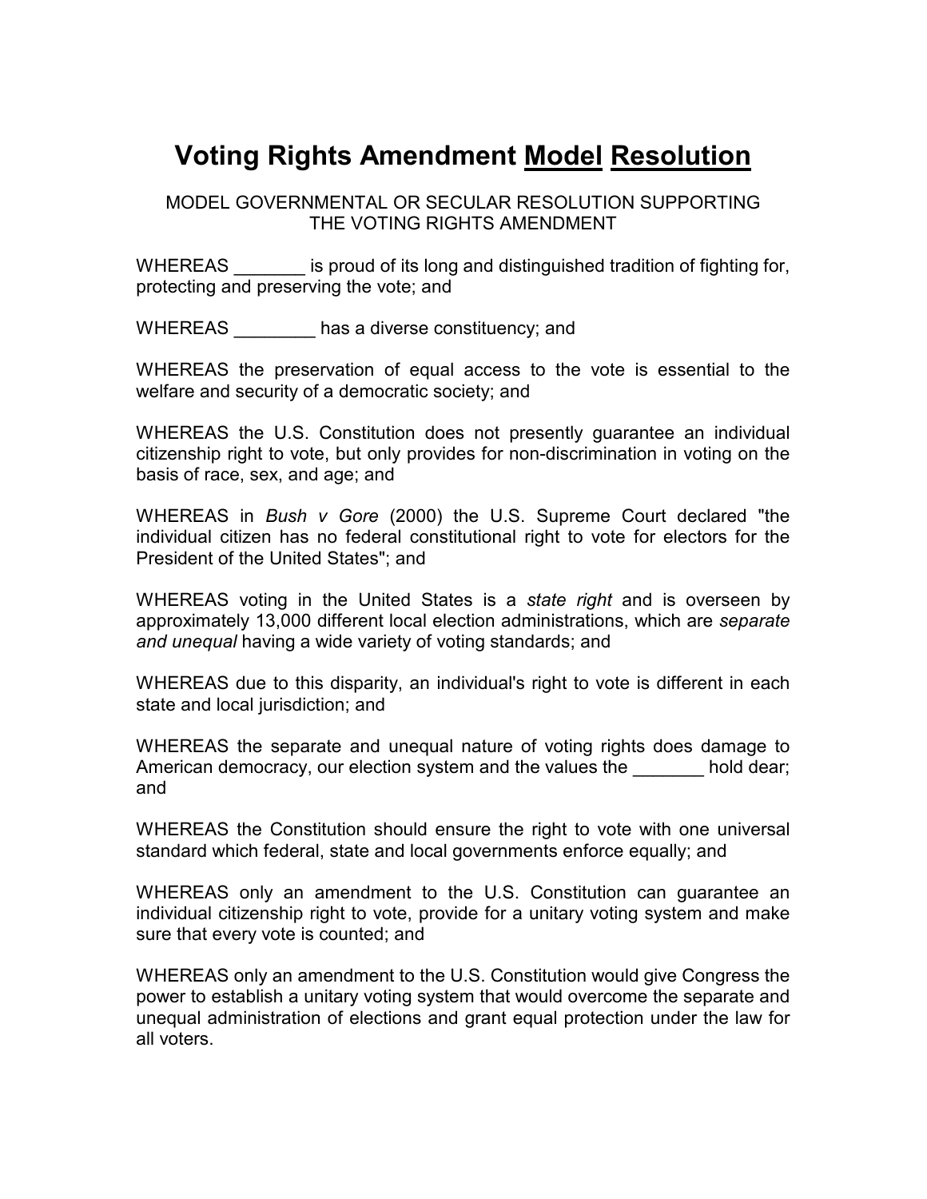# Voting Rights Amendment Model Resolution

MODEL GOVERNMENTAL OR SECULAR RESOLUTION SUPPORTING THE VOTING RIGHTS AMENDMENT

WHEREAS _______ is proud of its long and distinguished tradition of fighting for, protecting and preserving the vote; and

WHEREAS ________ has a diverse constituency; and

WHEREAS the preservation of equal access to the vote is essential to the welfare and security of a democratic society; and

WHEREAS the U.S. Constitution does not presently guarantee an individual citizenship right to vote, but only provides for non-discrimination in voting on the basis of race, sex, and age; and

WHEREAS in *Bush v Gore* (2000) the U.S. Supreme Court declared "the individual citizen has no federal constitutional right to vote for electors for the President of the United States"; and

WHEREAS voting in the United States is a *state right* and is overseen by approximately 13,000 different local election administrations, which are *separate and unequal* having a wide variety of voting standards; and

WHEREAS due to this disparity, an individual's right to vote is different in each state and local jurisdiction; and

WHEREAS the separate and unequal nature of voting rights does damage to American democracy, our election system and the values the _______ hold dear; and

WHEREAS the Constitution should ensure the right to vote with one universal standard which federal, state and local governments enforce equally; and

WHEREAS only an amendment to the U.S. Constitution can guarantee an individual citizenship right to vote, provide for a unitary voting system and make sure that every vote is counted; and

WHEREAS only an amendment to the U.S. Constitution would give Congress the power to establish a unitary voting system that would overcome the separate and unequal administration of elections and grant equal protection under the law for all voters.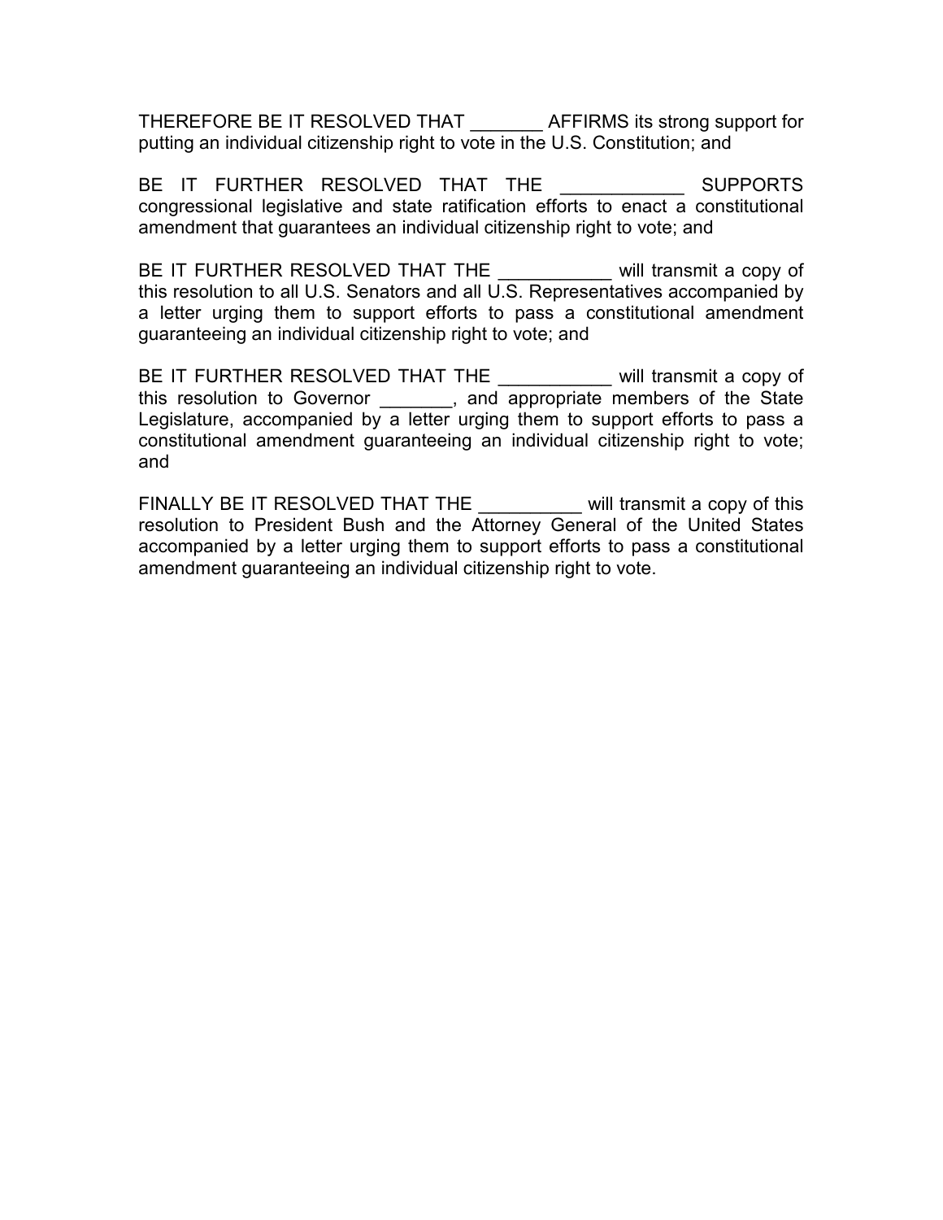THEREFORE BE IT RESOLVED THAT _______ AFFIRMS its strong support for putting an individual citizenship right to vote in the U.S. Constitution; and

BE IT FURTHER RESOLVED THAT THE ____________ SUPPORTS congressional legislative and state ratification efforts to enact a constitutional amendment that guarantees an individual citizenship right to vote; and

BE IT FURTHER RESOLVED THAT THE ___________ will transmit a copy of this resolution to all U.S. Senators and all U.S. Representatives accompanied by a letter urging them to support efforts to pass a constitutional amendment guaranteeing an individual citizenship right to vote; and

BE IT FURTHER RESOLVED THAT THE ___________ will transmit a copy of this resolution to Governor _______, and appropriate members of the State Legislature, accompanied by a letter urging them to support efforts to pass a constitutional amendment guaranteeing an individual citizenship right to vote; and

FINALLY BE IT RESOLVED THAT THE __________ will transmit a copy of this resolution to President Bush and the Attorney General of the United States accompanied by a letter urging them to support efforts to pass a constitutional amendment guaranteeing an individual citizenship right to vote.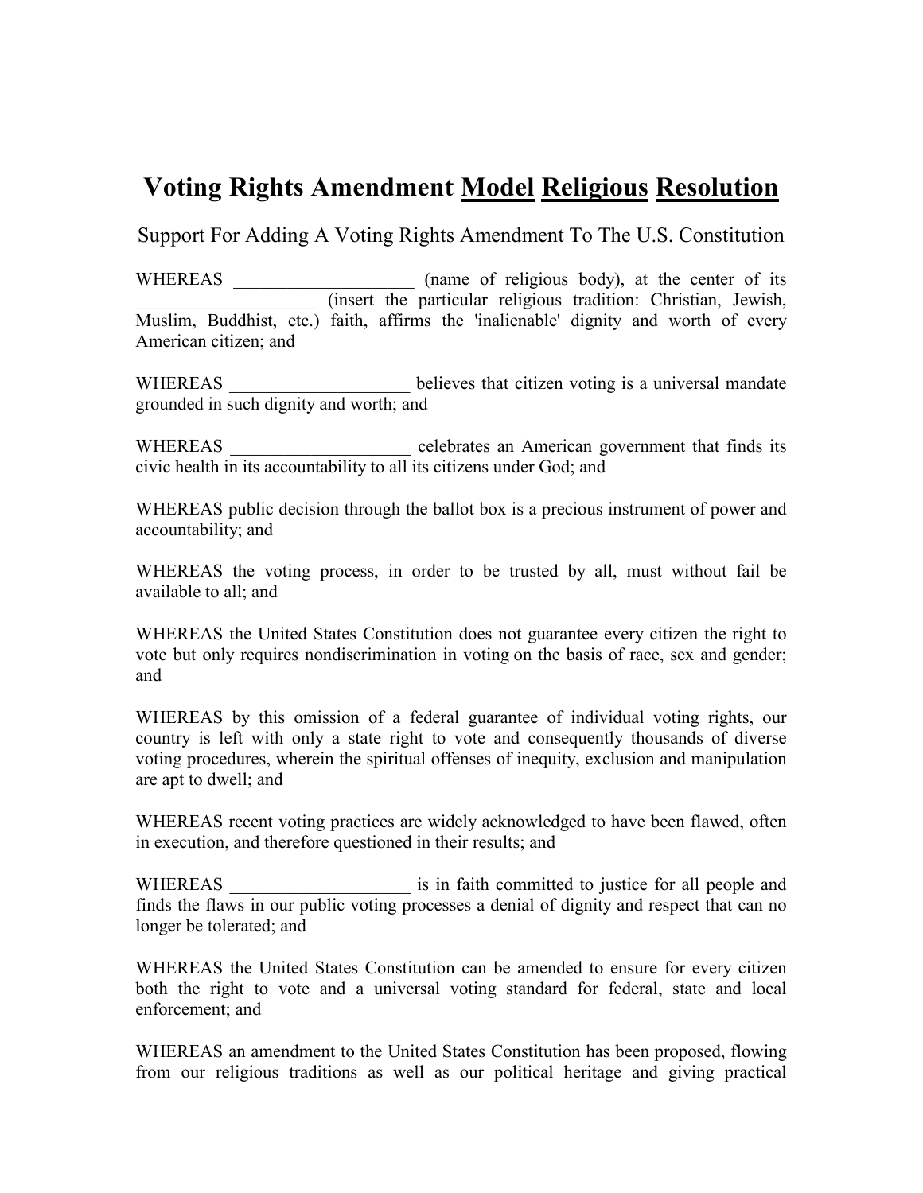# Voting Rights Amendment Model Religious Resolution

Support For Adding A Voting Rights Amendment To The U.S. Constitution

WHEREAS ____________________ (name of religious body), at the center of its ____________________ (insert the particular religious tradition: Christian, Jewish, Muslim, Buddhist, etc.) faith, affirms the 'inalienable' dignity and worth of every American citizen; and

WHEREAS ____________________ believes that citizen voting is a universal mandate grounded in such dignity and worth; and

WHEREAS ____________________ celebrates an American government that finds its civic health in its accountability to all its citizens under God; and

WHEREAS public decision through the ballot box is a precious instrument of power and accountability; and

WHEREAS the voting process, in order to be trusted by all, must without fail be available to all; and

WHEREAS the United States Constitution does not guarantee every citizen the right to vote but only requires nondiscrimination in voting on the basis of race, sex and gender; and

WHEREAS by this omission of a federal guarantee of individual voting rights, our country is left with only a state right to vote and consequently thousands of diverse voting procedures, wherein the spiritual offenses of inequity, exclusion and manipulation are apt to dwell; and

WHEREAS recent voting practices are widely acknowledged to have been flawed, often in execution, and therefore questioned in their results; and

WHEREAS ____________________ is in faith committed to justice for all people and finds the flaws in our public voting processes a denial of dignity and respect that can no longer be tolerated; and

WHEREAS the United States Constitution can be amended to ensure for every citizen both the right to vote and a universal voting standard for federal, state and local enforcement; and

WHEREAS an amendment to the United States Constitution has been proposed, flowing from our religious traditions as well as our political heritage and giving practical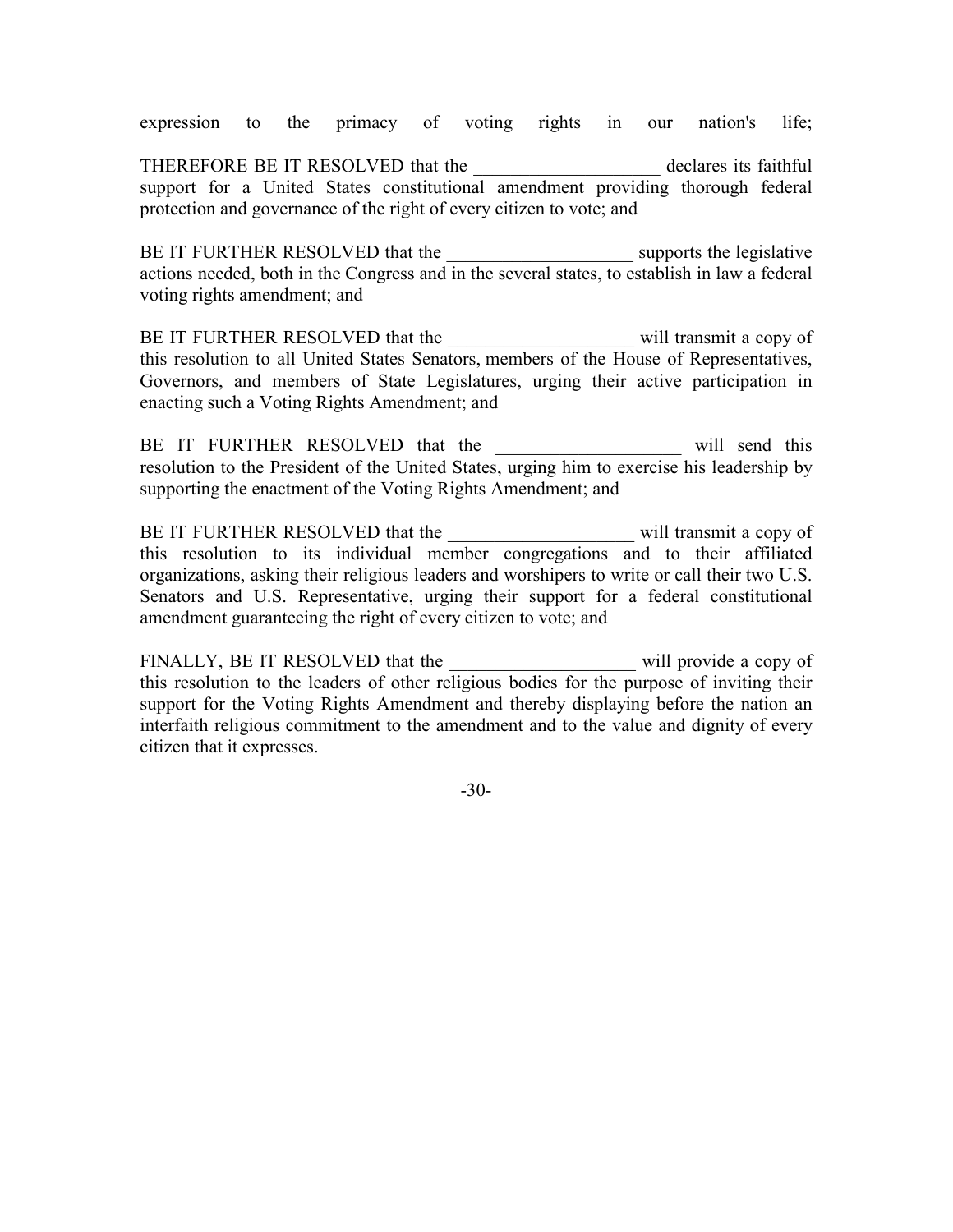expression to the primacy of voting rights in our nation's life;

THEREFORE BE IT RESOLVED that the ____________________ declares its faithful support for a United States constitutional amendment providing thorough federal protection and governance of the right of every citizen to vote; and

BE IT FURTHER RESOLVED that the ____________________ supports the legislative actions needed, both in the Congress and in the several states, to establish in law a federal voting rights amendment; and

BE IT FURTHER RESOLVED that the ____________________ will transmit a copy of this resolution to all United States Senators, members of the House of Representatives, Governors, and members of State Legislatures, urging their active participation in enacting such a Voting Rights Amendment; and

BE IT FURTHER RESOLVED that the ____________________ will send this resolution to the President of the United States, urging him to exercise his leadership by supporting the enactment of the Voting Rights Amendment; and

BE IT FURTHER RESOLVED that the ____________________ will transmit a copy of this resolution to its individual member congregations and to their affiliated organizations, asking their religious leaders and worshipers to write or call their two U.S. Senators and U.S. Representative, urging their support for a federal constitutional amendment guaranteeing the right of every citizen to vote; and

FINALLY, BE IT RESOLVED that the ____________________ will provide a copy of this resolution to the leaders of other religious bodies for the purpose of inviting their support for the Voting Rights Amendment and thereby displaying before the nation an interfaith religious commitment to the amendment and to the value and dignity of every citizen that it expresses.

-30-